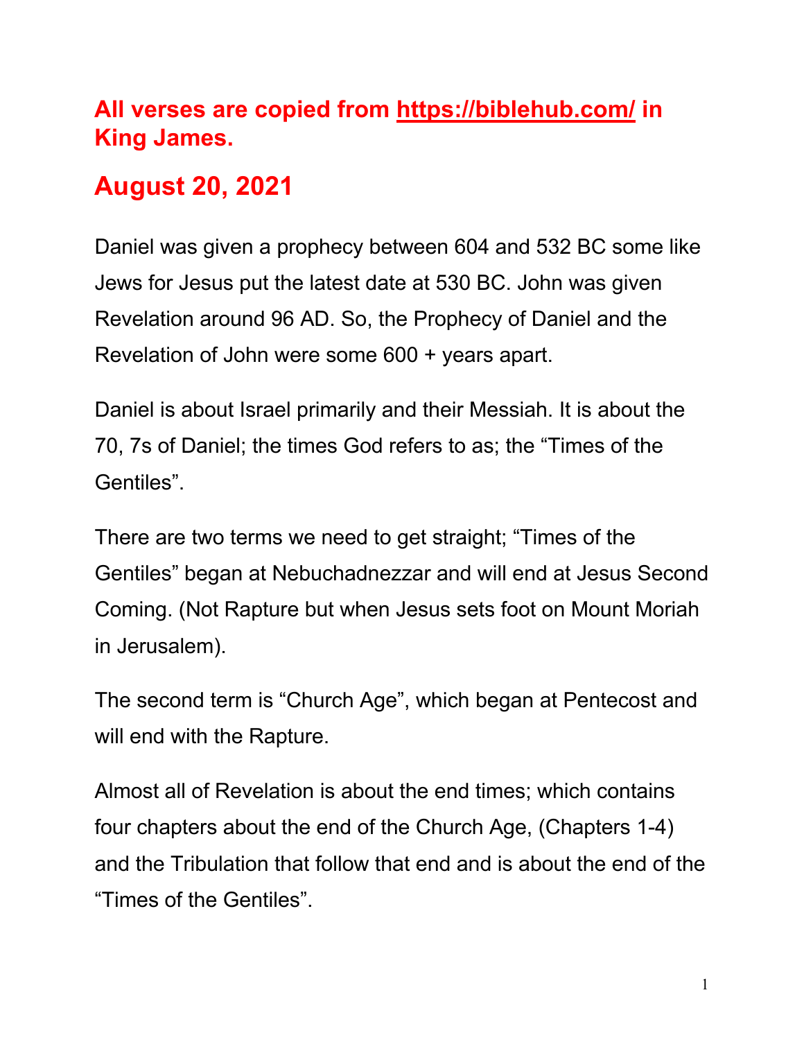**All verses are copied from [https://biblehub.com/](https://biblehub.com/) in King James.**

## August 20, 2021

Daniel was given a prophecy between 604 and 532 BC some like Jews for Jesus put the latest date at 530 BC. John was given Revelation around 96 AD. So, the Prophecy of Daniel and the Revelation of John were some 600 + years apart.

Daniel is about Israel primarily and their Messiah. It is about the 70, 7s of Daniel; the times God refers to as; the "Times of the Gentiles".

There are two terms we need to get straight; "Times of the Gentiles" began at Nebuchadnezzar and will end at Jesus Second Coming. (Not Rapture but when Jesus sets foot on Mount Moriah in Jerusalem).

The second term is "Church Age", which began at Pentecost and will end with the Rapture.

Almost all of Revelation is about the end times; which contains four chapters about the end of the Church Age, (Chapters 1-4) and the Tribulation that follow that end and is about the end of the "Times of the Gentiles".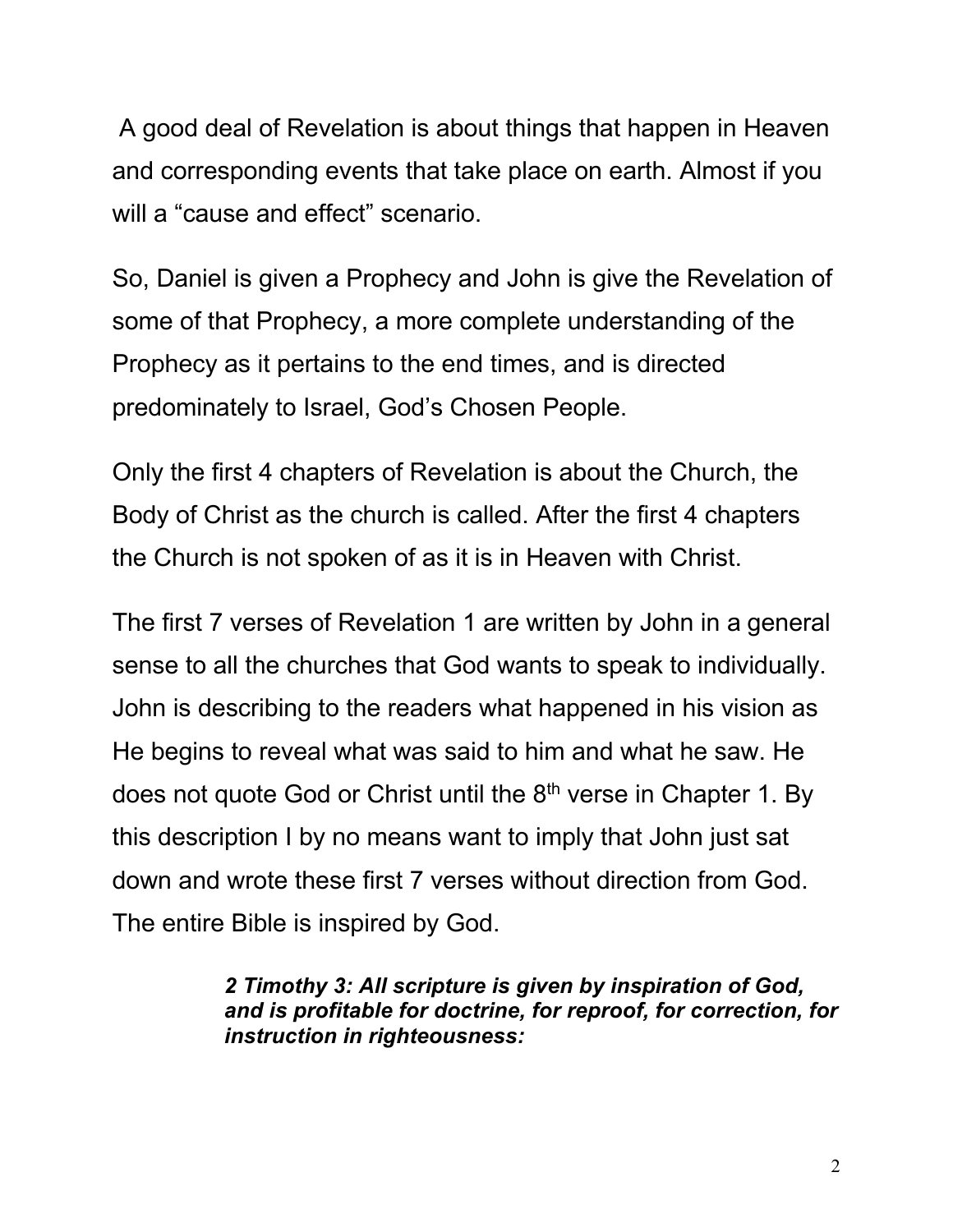A good deal of Revelation is about things that happen in Heaven and corresponding events that take place on earth. Almost if you will a "cause and effect" scenario.

So, Daniel is given a Prophecy and John is give the Revelation of some of that Prophecy, a more complete understanding of the Prophecy as it pertains to the end times, and is directed predominately to Israel, God's Chosen People.

Only the first 4 chapters of Revelation is about the Church, the Body of Christ as the church is called. After the first 4 chapters the Church is not spoken of as it is in Heaven with Christ.

The first 7 verses of Revelation 1 are written by John in a general sense to all the churches that God wants to speak to individually. John is describing to the readers what happened in his vision as He begins to reveal what was said to him and what he saw. He does not quote God or Christ until the 8th verse in Chapter 1. By this description I by no means want to imply that John just sat down and wrote these first 7 verses without direction from God. The entire Bible is inspired by God.

> ***2 Timothy 3: All scripture is given by inspiration of God, and is profitable for doctrine, for reproof, for correction, for instruction in righteousness:***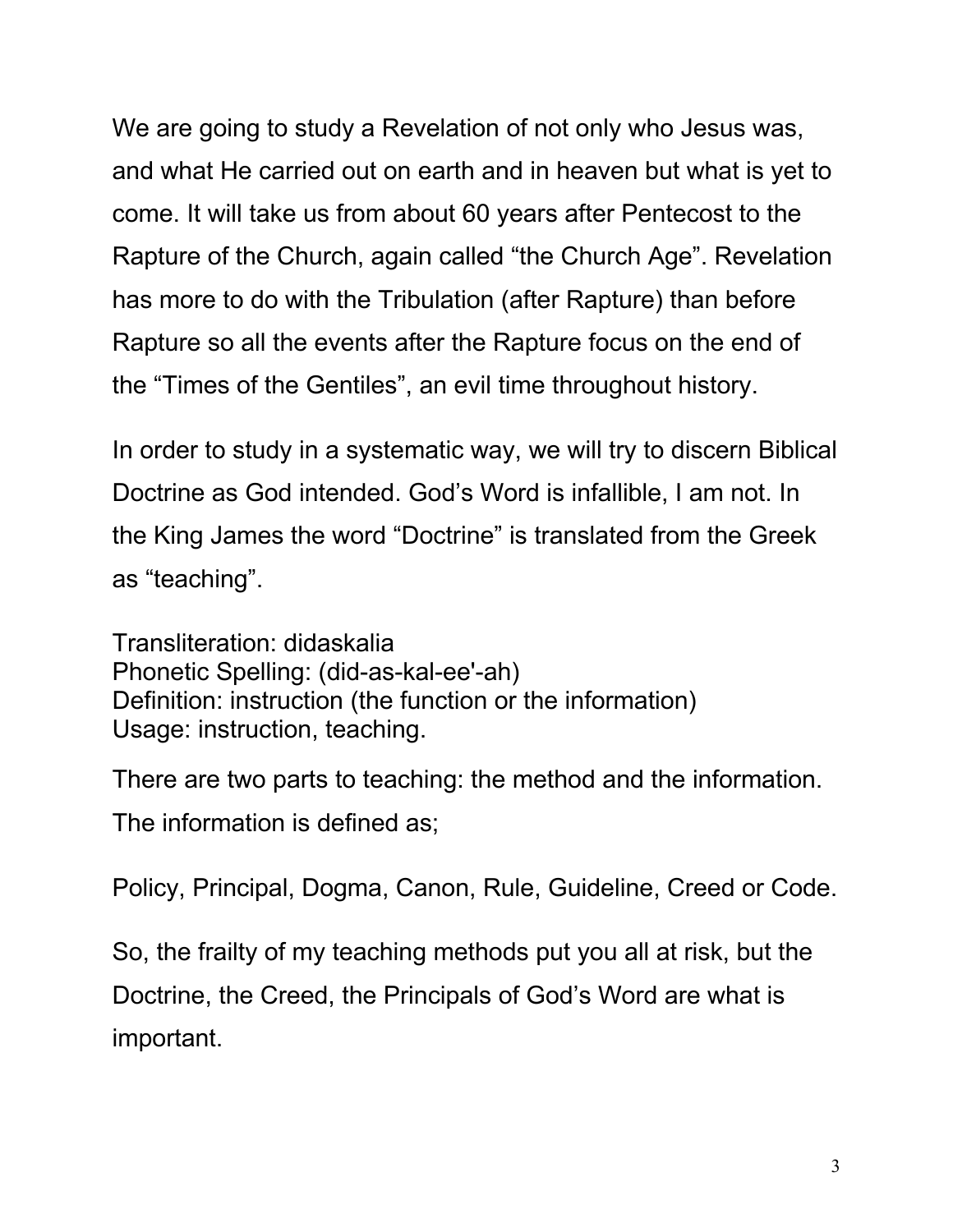We are going to study a Revelation of not only who Jesus was, and what He carried out on earth and in heaven but what is yet to come. It will take us from about 60 years after Pentecost to the Rapture of the Church, again called "the Church Age". Revelation has more to do with the Tribulation (after Rapture) than before Rapture so all the events after the Rapture focus on the end of the "Times of the Gentiles", an evil time throughout history.

In order to study in a systematic way, we will try to discern Biblical Doctrine as God intended. God's Word is infallible, I am not. In the King James the word "Doctrine" is translated from the Greek as "teaching".

Transliteration: didaskalia  
Phonetic Spelling: (did-as-kal-ee'-ah)  
Definition: instruction (the function or the information)  
Usage: instruction, teaching.

There are two parts to teaching: the method and the information. The information is defined as;

Policy, Principal, Dogma, Canon, Rule, Guideline, Creed or Code.

So, the frailty of my teaching methods put you all at risk, but the Doctrine, the Creed, the Principals of God's Word are what is important.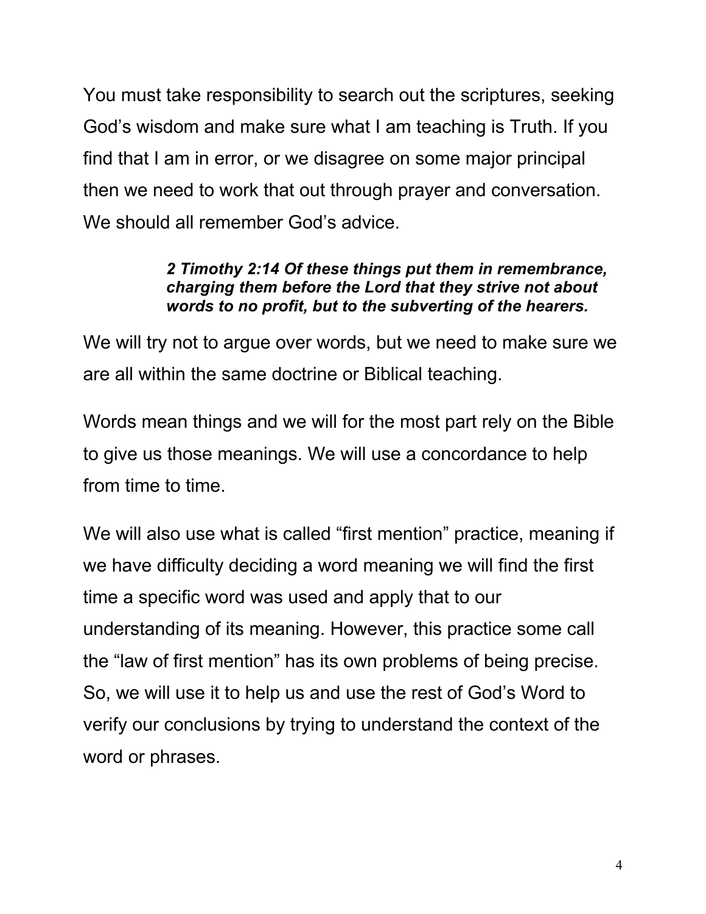You must take responsibility to search out the scriptures, seeking God's wisdom and make sure what I am teaching is Truth. If you find that I am in error, or we disagree on some major principal then we need to work that out through prayer and conversation. We should all remember God's advice.

> ***2 Timothy 2:14 Of these things put them in remembrance, charging them before the Lord that they strive not about words to no profit, but to the subverting of the hearers.***

We will try not to argue over words, but we need to make sure we are all within the same doctrine or Biblical teaching.

Words mean things and we will for the most part rely on the Bible to give us those meanings. We will use a concordance to help from time to time.

We will also use what is called "first mention" practice, meaning if we have difficulty deciding a word meaning we will find the first time a specific word was used and apply that to our understanding of its meaning. However, this practice some call the "law of first mention" has its own problems of being precise. So, we will use it to help us and use the rest of God's Word to verify our conclusions by trying to understand the context of the word or phrases.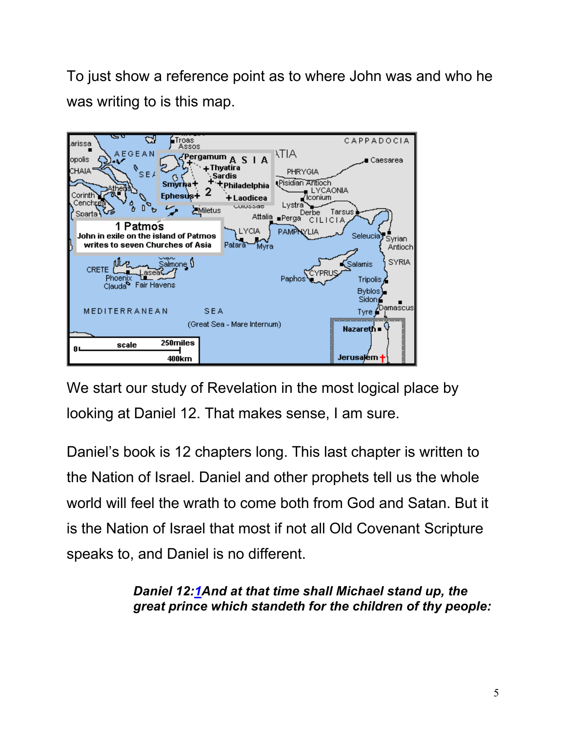To just show a reference point as to where John was and who he was writing to is this map.

We start our study of Revelation in the most logical place by looking at Daniel 12. That makes sense, I am sure.

Daniel's book is 12 chapters long. This last chapter is written to the Nation of Israel. Daniel and other prophets tell us the whole world will feel the wrath to come both from God and Satan. But it is the Nation of Israel that most if not all Old Covenant Scripture speaks to, and Daniel is no different.

> ***Daniel 12:1And at that time shall Michael stand up, the great prince which standeth for the children of thy people:***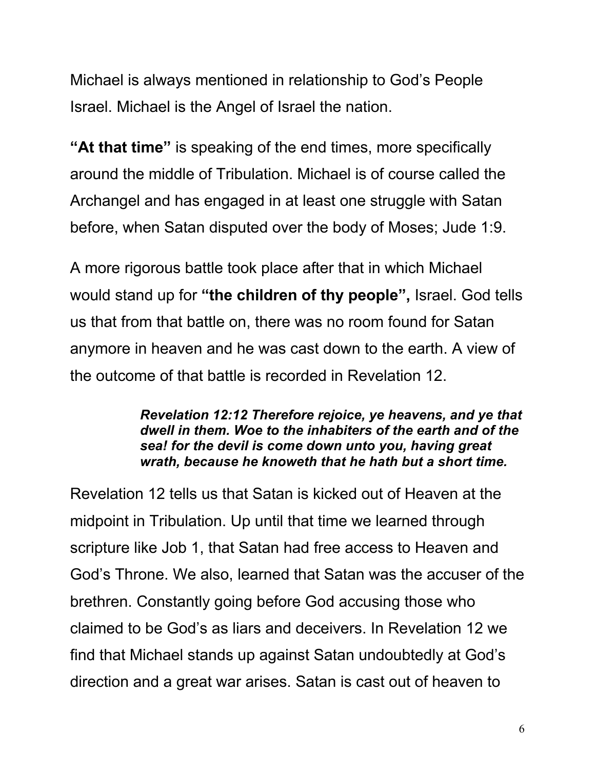Michael is always mentioned in relationship to God's People Israel. Michael is the Angel of Israel the nation.

**"At that time"** is speaking of the end times, more specifically around the middle of Tribulation. Michael is of course called the Archangel and has engaged in at least one struggle with Satan before, when Satan disputed over the body of Moses; Jude 1:9.

A more rigorous battle took place after that in which Michael would stand up for **"the children of thy people",** Israel. God tells us that from that battle on, there was no room found for Satan anymore in heaven and he was cast down to the earth. A view of the outcome of that battle is recorded in Revelation 12.

> ***Revelation 12:12 Therefore rejoice, ye heavens, and ye that dwell in them. Woe to the inhabiters of the earth and of the sea! for the devil is come down unto you, having great wrath, because he knoweth that he hath but a short time.***

Revelation 12 tells us that Satan is kicked out of Heaven at the midpoint in Tribulation. Up until that time we learned through scripture like Job 1, that Satan had free access to Heaven and God's Throne. We also, learned that Satan was the accuser of the brethren. Constantly going before God accusing those who claimed to be God's as liars and deceivers. In Revelation 12 we find that Michael stands up against Satan undoubtedly at God's direction and a great war arises. Satan is cast out of heaven to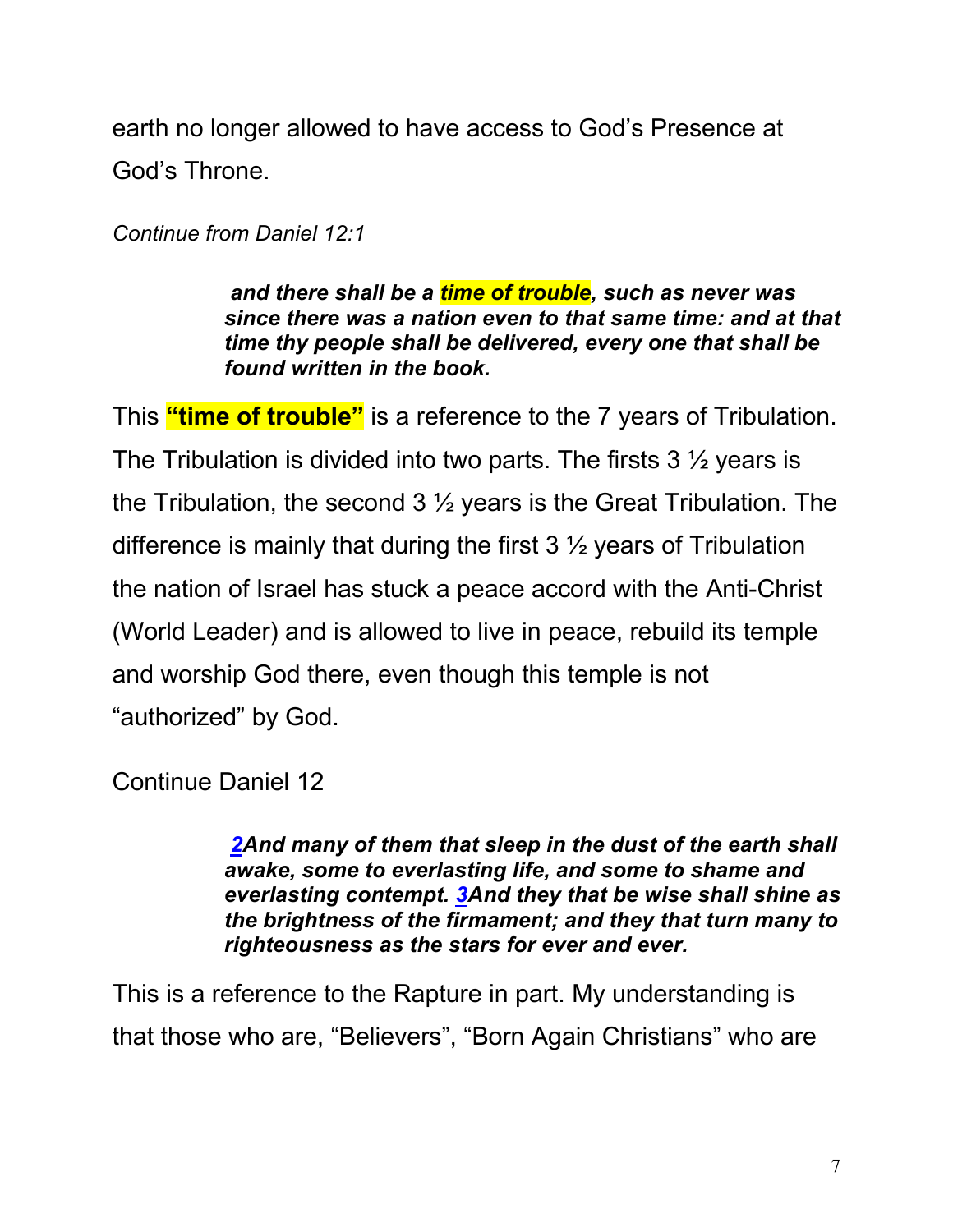earth no longer allowed to have access to God's Presence at God's Throne.

*Continue from Daniel 12:1*

> ***and there shall be a time of trouble, such as never was since there was a nation even to that same time: and at that time thy people shall be delivered, every one that shall be found written in the book.***

This **"time of trouble"** is a reference to the 7 years of Tribulation. The Tribulation is divided into two parts. The firsts 3 ½ years is the Tribulation, the second 3 ½ years is the Great Tribulation. The difference is mainly that during the first 3 ½ years of Tribulation the nation of Israel has stuck a peace accord with the Anti-Christ (World Leader) and is allowed to live in peace, rebuild its temple and worship God there, even though this temple is not "authorized" by God.

Continue Daniel 12

> ***2And many of them that sleep in the dust of the earth shall awake, some to everlasting life, and some to shame and everlasting contempt. 3And they that be wise shall shine as the brightness of the firmament; and they that turn many to righteousness as the stars for ever and ever.***

This is a reference to the Rapture in part. My understanding is that those who are, "Believers", "Born Again Christians" who are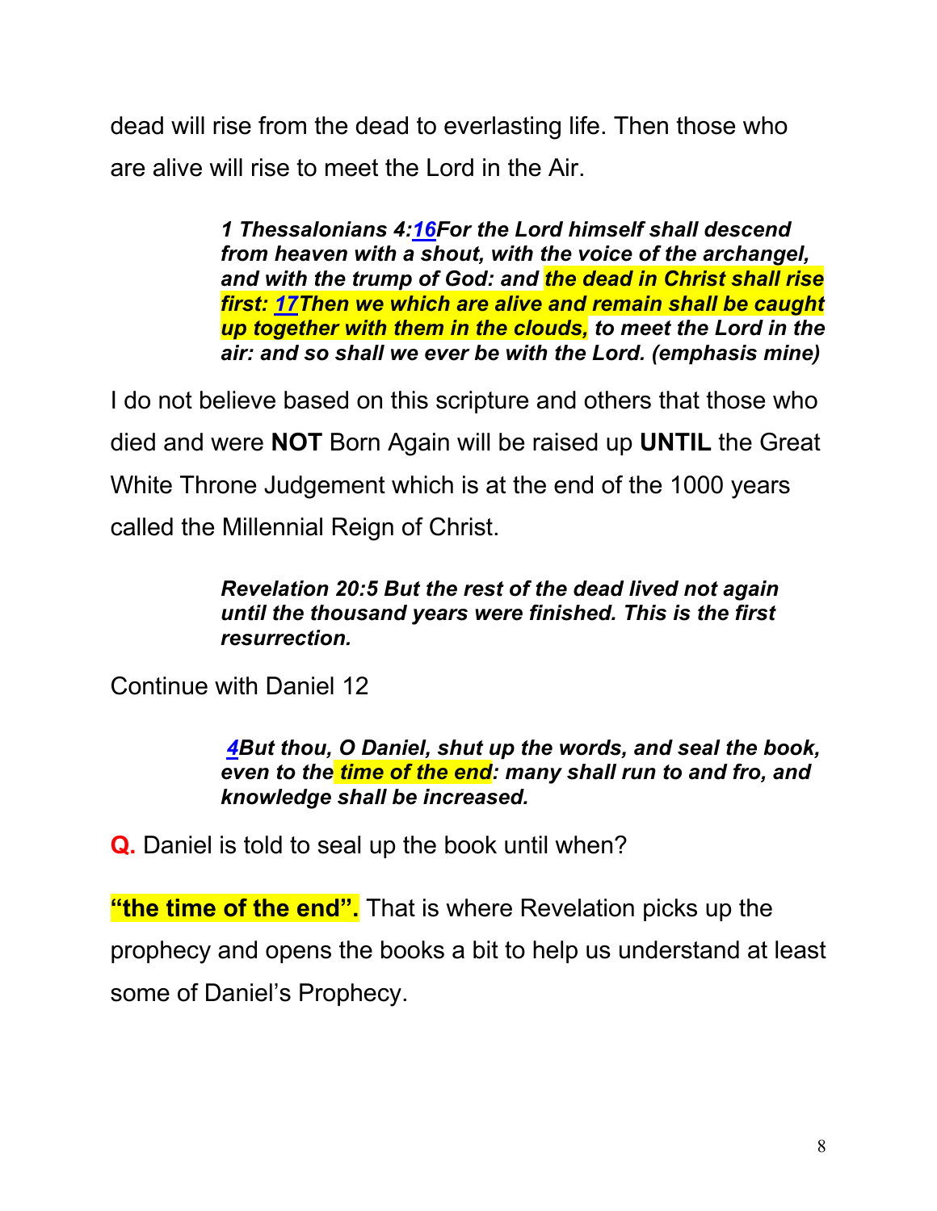dead will rise from the dead to everlasting life. Then those who are alive will rise to meet the Lord in the Air.

> ***1 Thessalonians 4:16For the Lord himself shall descend from heaven with a shout, with the voice of the archangel, and with the trump of God: and the dead in Christ shall rise first: 17Then we which are alive and remain shall be caught up together with them in the clouds, to meet the Lord in the air: and so shall we ever be with the Lord. (emphasis mine)***

I do not believe based on this scripture and others that those who died and were **NOT** Born Again will be raised up **UNTIL** the Great White Throne Judgement which is at the end of the 1000 years called the Millennial Reign of Christ.

> ***Revelation 20:5 But the rest of the dead lived not again until the thousand years were finished. This is the first resurrection.***

Continue with Daniel 12

> ***4But thou, O Daniel, shut up the words, and seal the book, even to the time of the end: many shall run to and fro, and knowledge shall be increased.***

**Q.** Daniel is told to seal up the book until when?

**"the time of the end".** That is where Revelation picks up the prophecy and opens the books a bit to help us understand at least some of Daniel's Prophecy.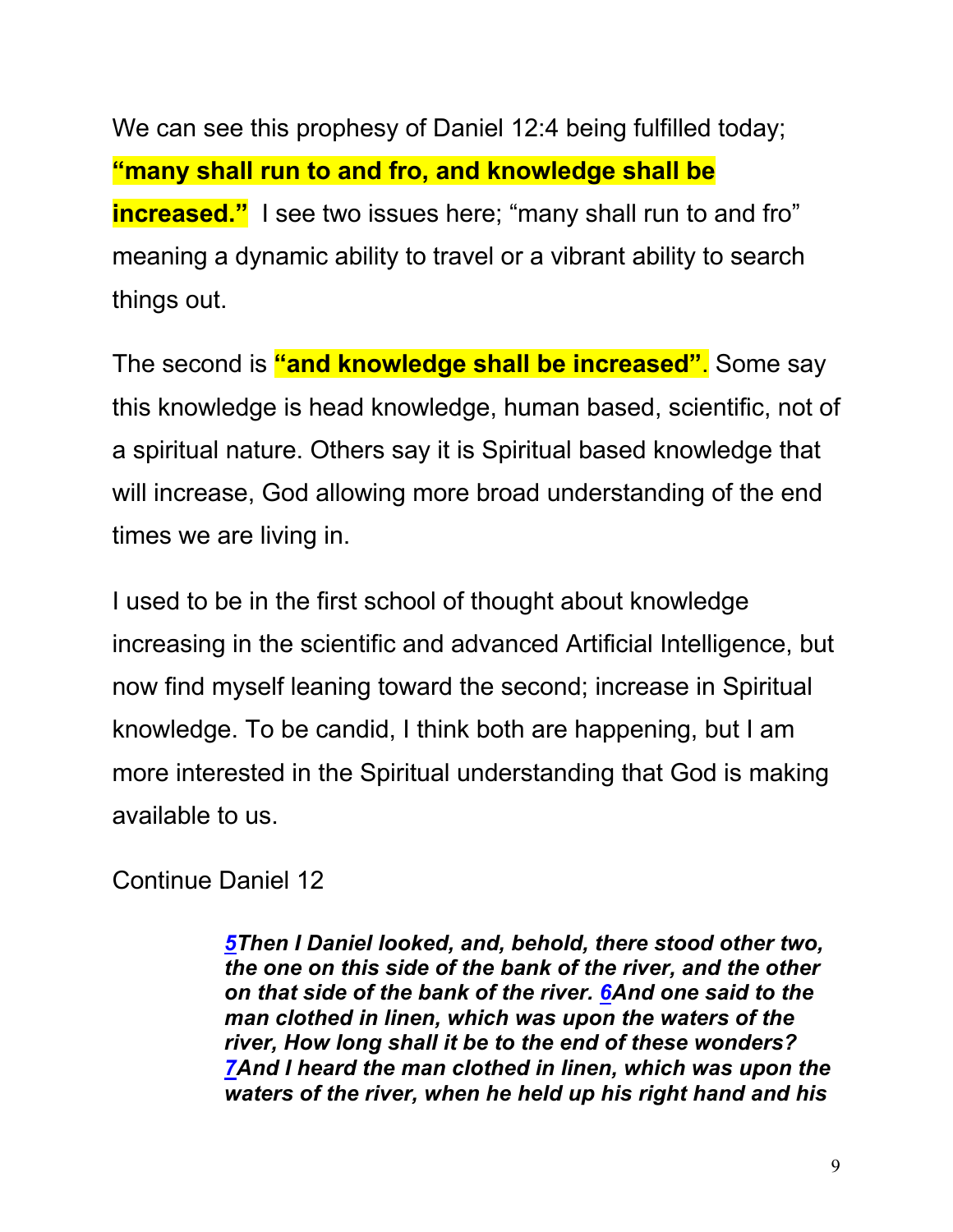We can see this prophesy of Daniel 12:4 being fulfilled today; **"many shall run to and fro, and knowledge shall be increased."** I see two issues here; "many shall run to and fro" meaning a dynamic ability to travel or a vibrant ability to search things out.

The second is **"and knowledge shall be increased"**. Some say this knowledge is head knowledge, human based, scientific, not of a spiritual nature. Others say it is Spiritual based knowledge that will increase, God allowing more broad understanding of the end times we are living in.

I used to be in the first school of thought about knowledge increasing in the scientific and advanced Artificial Intelligence, but now find myself leaning toward the second; increase in Spiritual knowledge. To be candid, I think both are happening, but I am more interested in the Spiritual understanding that God is making available to us.

Continue Daniel 12

> ***5Then I Daniel looked, and, behold, there stood other two, the one on this side of the bank of the river, and the other on that side of the bank of the river. 6And one said to the man clothed in linen, which was upon the waters of the river, How long shall it be to the end of these wonders? 7And I heard the man clothed in linen, which was upon the waters of the river, when he held up his right hand and his***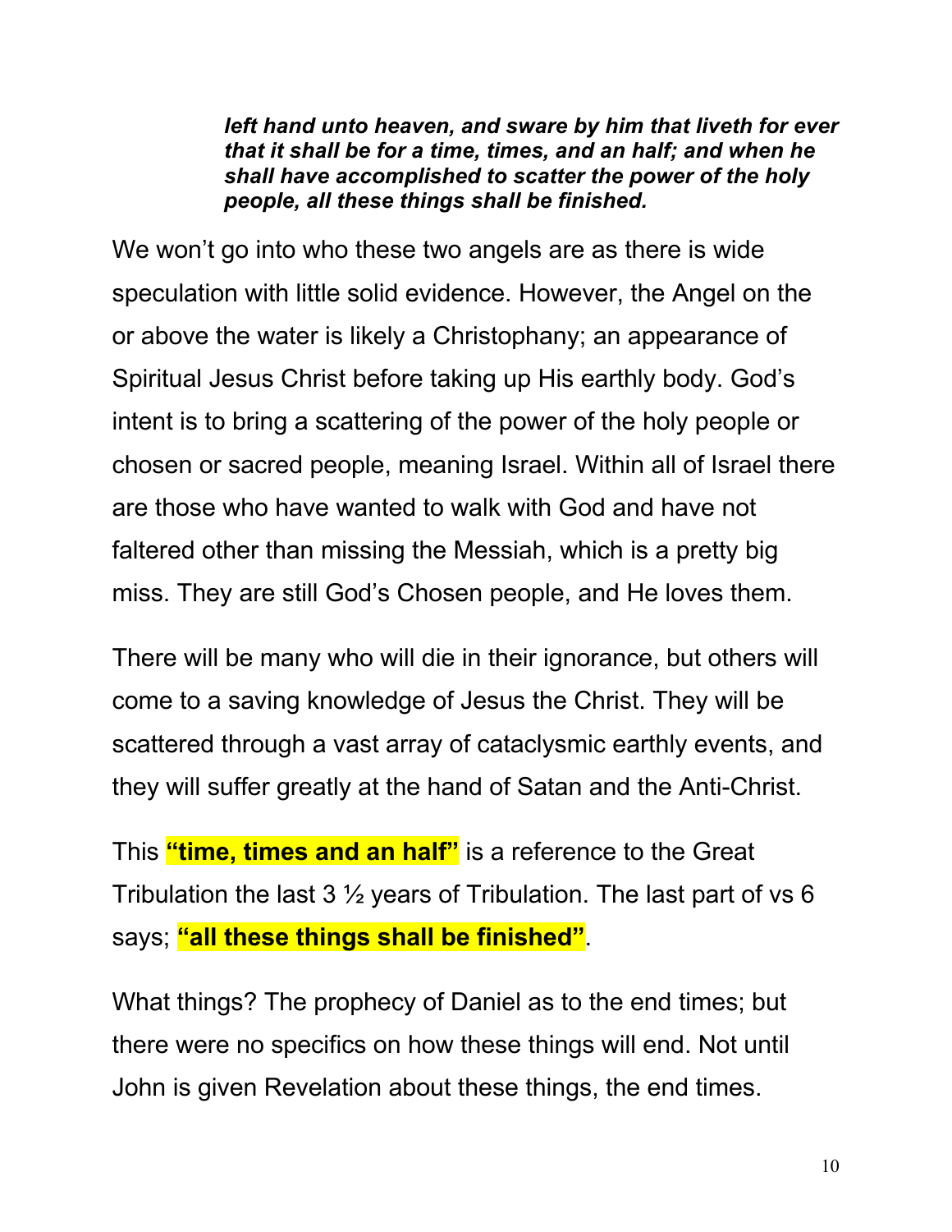> ***left hand unto heaven, and sware by him that liveth for ever that it shall be for a time, times, and an half; and when he shall have accomplished to scatter the power of the holy people, all these things shall be finished.***

We won't go into who these two angels are as there is wide speculation with little solid evidence. However, the Angel on the or above the water is likely a Christophany; an appearance of Spiritual Jesus Christ before taking up His earthly body. God's intent is to bring a scattering of the power of the holy people or chosen or sacred people, meaning Israel. Within all of Israel there are those who have wanted to walk with God and have not faltered other than missing the Messiah, which is a pretty big miss. They are still God's Chosen people, and He loves them.

There will be many who will die in their ignorance, but others will come to a saving knowledge of Jesus the Christ. They will be scattered through a vast array of cataclysmic earthly events, and they will suffer greatly at the hand of Satan and the Anti-Christ.

This **"time, times and an half"** is a reference to the Great Tribulation the last 3 ½ years of Tribulation. The last part of vs 6 says; **"all these things shall be finished"**.

What things? The prophecy of Daniel as to the end times; but there were no specifics on how these things will end. Not until John is given Revelation about these things, the end times.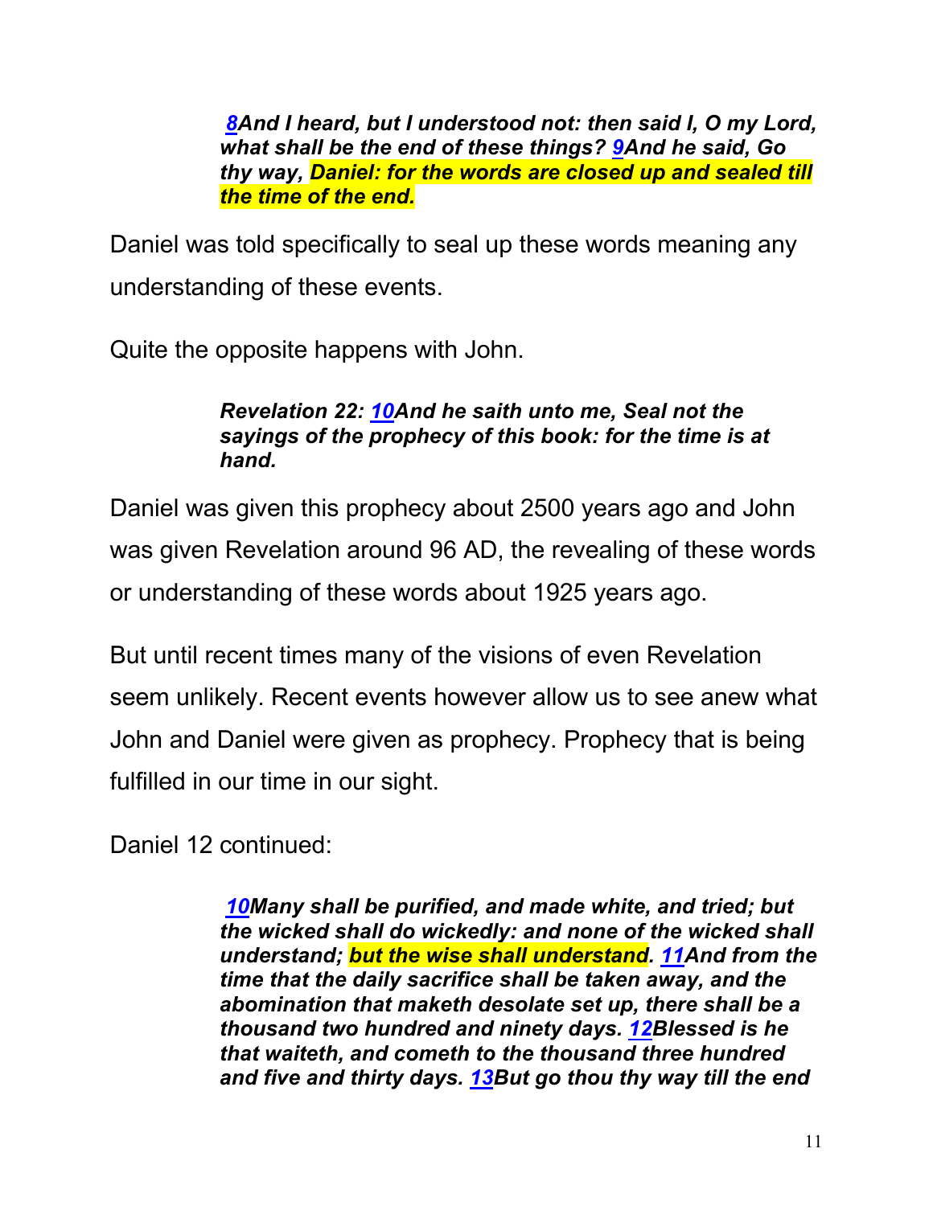> ***8**And I heard, but I understood not: then said I, O my Lord, what shall be the end of these things? **9**And he said, Go thy way, Daniel: for the words are closed up and sealed till the time of the end.***

Daniel was told specifically to seal up these words meaning any understanding of these events.

Quite the opposite happens with John.

> ***Revelation 22: 10And he saith unto me, Seal not the sayings of the prophecy of this book: for the time is at hand.***

Daniel was given this prophecy about 2500 years ago and John was given Revelation around 96 AD, the revealing of these words or understanding of these words about 1925 years ago.

But until recent times many of the visions of even Revelation seem unlikely. Recent events however allow us to see anew what John and Daniel were given as prophecy. Prophecy that is being fulfilled in our time in our sight.

Daniel 12 continued:

> ***10Many shall be purified, and made white, and tried; but the wicked shall do wickedly: and none of the wicked shall understand; but the wise shall understand. 11And from the time that the daily sacrifice shall be taken away, and the abomination that maketh desolate set up, there shall be a thousand two hundred and ninety days. 12Blessed is he that waiteth, and cometh to the thousand three hundred and five and thirty days. 13But go thou thy way till the end***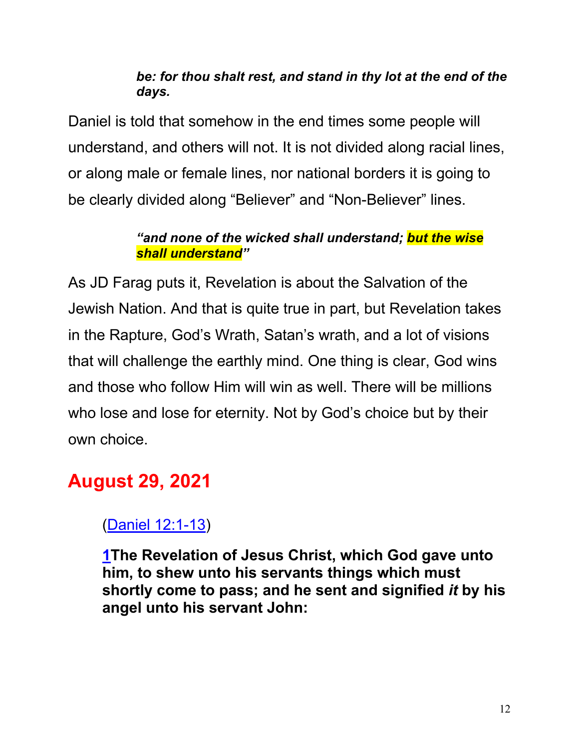> ***be: for thou shalt rest, and stand in thy lot at the end of the days.***

Daniel is told that somehow in the end times some people will understand, and others will not. It is not divided along racial lines, or along male or female lines, nor national borders it is going to be clearly divided along “Believer” and “Non-Believer” lines.

> ***“and none of the wicked shall understand; but the wise shall understand”***

As JD Farag puts it, Revelation is about the Salvation of the Jewish Nation. And that is quite true in part, but Revelation takes in the Rapture, God’s Wrath, Satan’s wrath, and a lot of visions that will challenge the earthly mind. One thing is clear, God wins and those who follow Him will win as well. There will be millions who lose and lose for eternity. Not by God’s choice but by their own choice.

## August 29, 2021

> (Daniel 12:1-13)
>
> **1The Revelation of Jesus Christ, which God gave unto him, to shew unto his servants things which must shortly come to pass; and he sent and signified *it* by his angel unto his servant John:**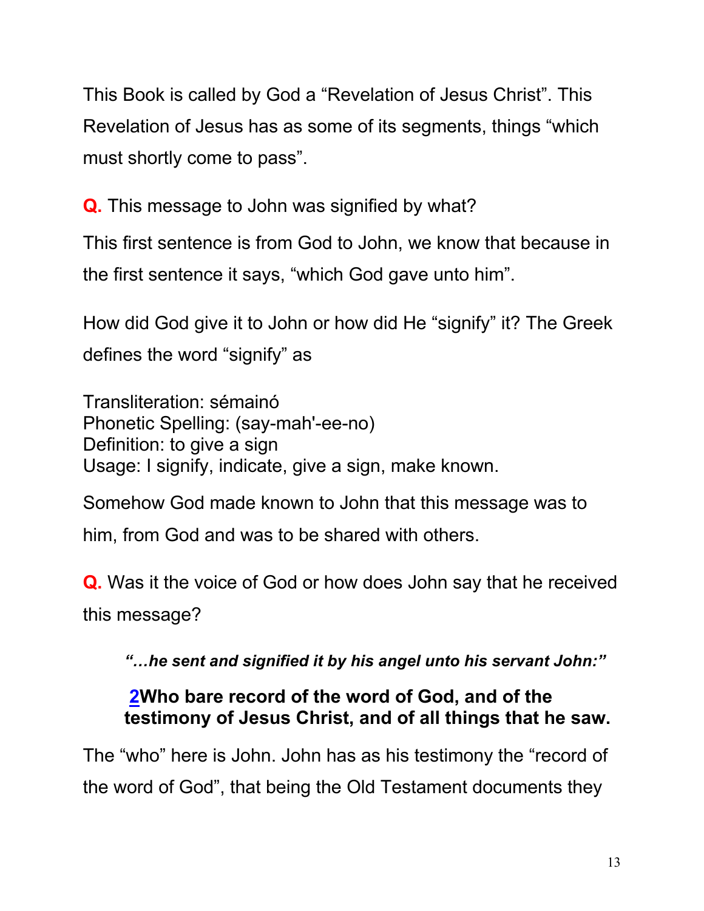This Book is called by God a “Revelation of Jesus Christ”. This Revelation of Jesus has as some of its segments, things “which must shortly come to pass”.

**Q.** This message to John was signified by what?

This first sentence is from God to John, we know that because in the first sentence it says, “which God gave unto him”.

How did God give it to John or how did He “signify” it? The Greek defines the word “signify” as

Transliteration: sémainó
Phonetic Spelling: (say-mah'-ee-no)
Definition: to give a sign
Usage: I signify, indicate, give a sign, make known.

Somehow God made known to John that this message was to him, from God and was to be shared with others.

**Q.** Was it the voice of God or how does John say that he received this message?

> ***“…he sent and signified it by his angel unto his servant John:”***
>
> **2Who bare record of the word of God, and of the testimony of Jesus Christ, and of all things that he saw.**

The “who” here is John. John has as his testimony the “record of the word of God”, that being the Old Testament documents they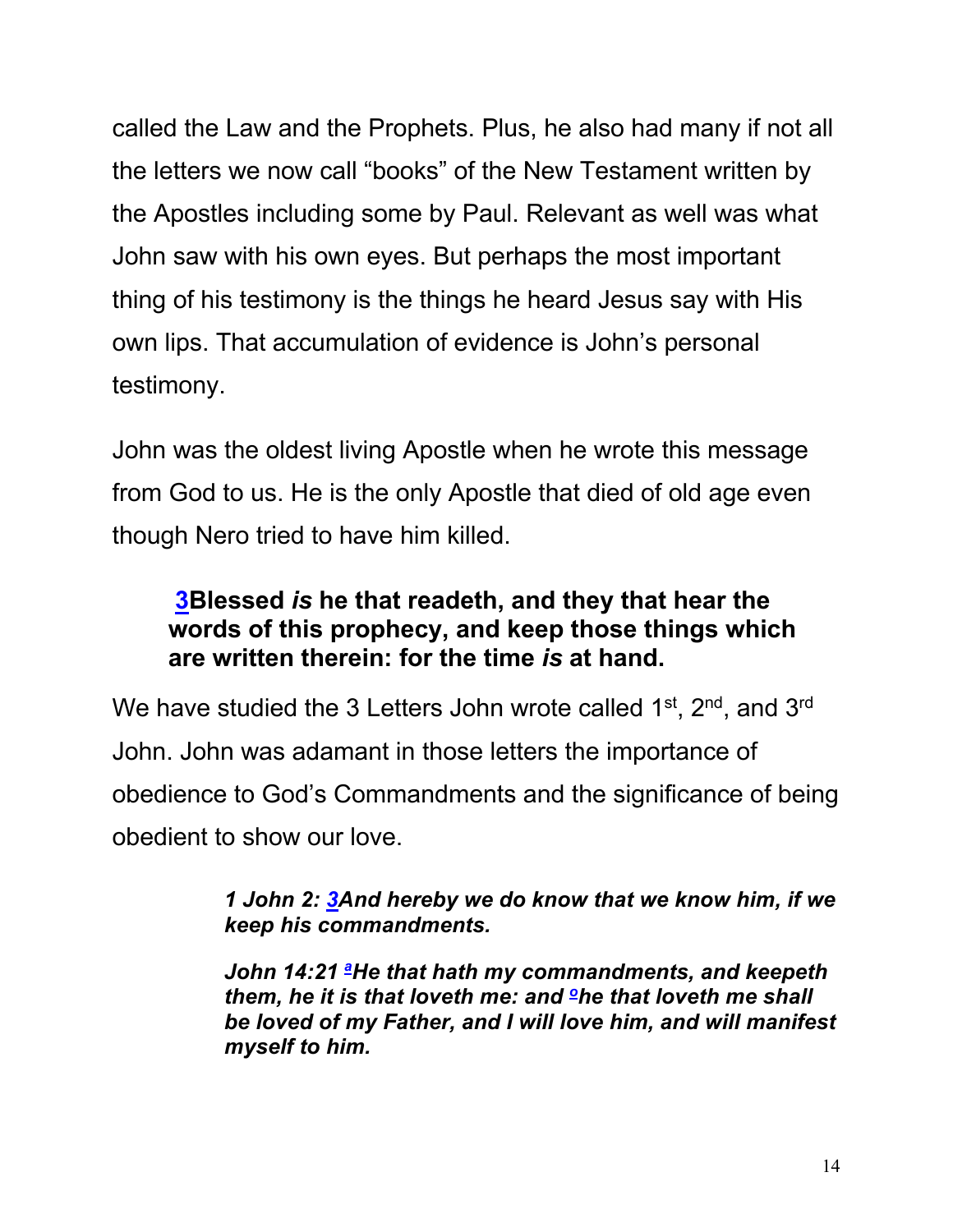called the Law and the Prophets. Plus, he also had many if not all the letters we now call "books" of the New Testament written by the Apostles including some by Paul. Relevant as well was what John saw with his own eyes. But perhaps the most important thing of his testimony is the things he heard Jesus say with His own lips. That accumulation of evidence is John's personal testimony.

John was the oldest living Apostle when he wrote this message from God to us. He is the only Apostle that died of old age even though Nero tried to have him killed.

> **3Blessed *is* he that readeth, and they that hear the words of this prophecy, and keep those things which are written therein: for the time *is* at hand.**

We have studied the 3 Letters John wrote called 1st, 2nd, and 3rd John. John was adamant in those letters the importance of obedience to God's Commandments and the significance of being obedient to show our love.

> ***1 John 2: 3And hereby we do know that we know him, if we keep his commandments.***
>
> ***John 14:21 [a]He that hath my commandments, and keepeth them, he it is that loveth me: and [o]he that loveth me shall be loved of my Father, and I will love him, and will manifest myself to him.***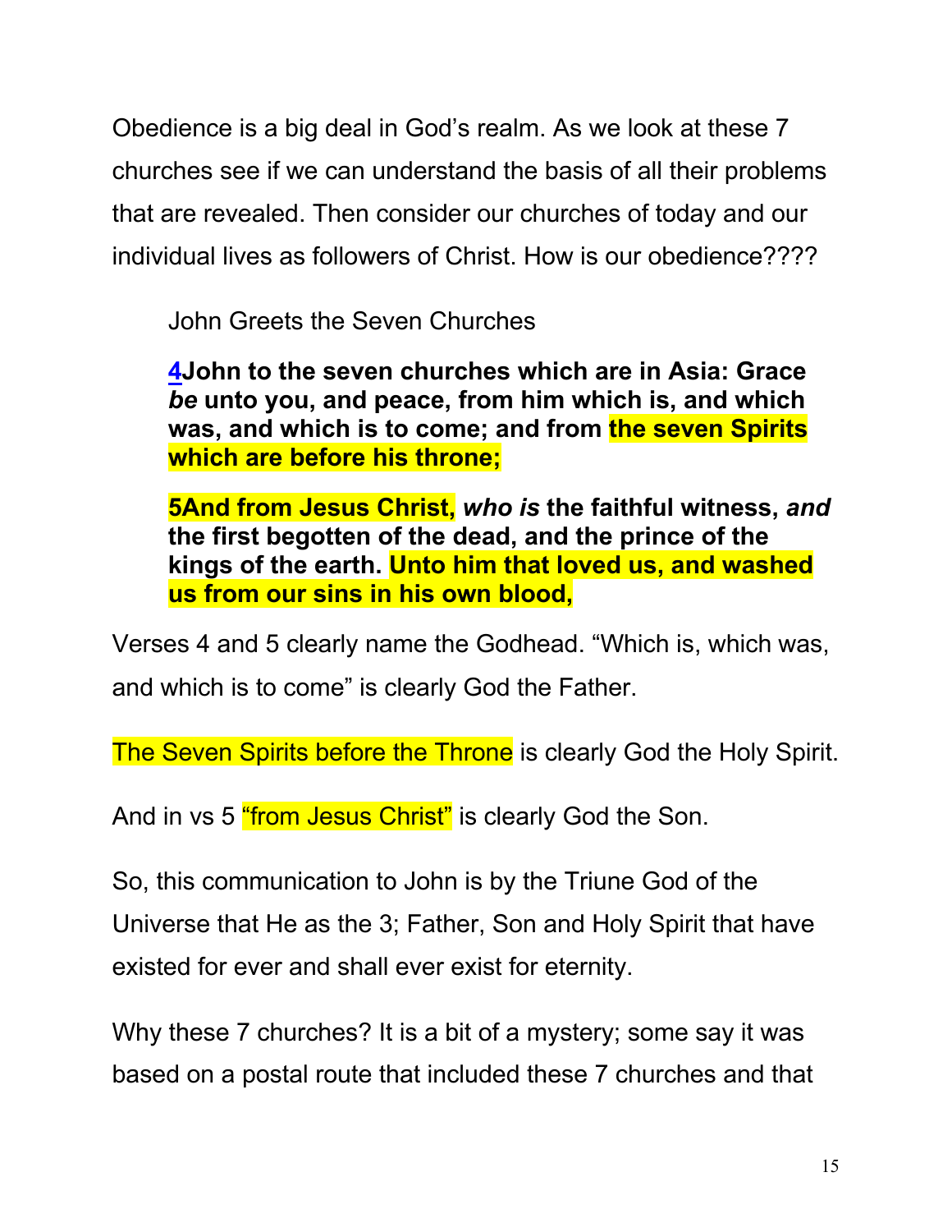Obedience is a big deal in God's realm. As we look at these 7 churches see if we can understand the basis of all their problems that are revealed. Then consider our churches of today and our individual lives as followers of Christ. How is our obedience????

> John Greets the Seven Churches
>
> **[4](#)John to the seven churches which are in Asia: Grace *be* unto you, and peace, from him which is, and which was, and which is to come; and from the seven Spirits which are before his throne;**
>
> **5And from Jesus Christ, *who is* the faithful witness, *and* the first begotten of the dead, and the prince of the kings of the earth. Unto him that loved us, and washed us from our sins in his own blood,**

Verses 4 and 5 clearly name the Godhead. "Which is, which was, and which is to come" is clearly God the Father.

The Seven Spirits before the Throne is clearly God the Holy Spirit.

And in vs 5 "from Jesus Christ" is clearly God the Son.

So, this communication to John is by the Triune God of the Universe that He as the 3; Father, Son and Holy Spirit that have existed for ever and shall ever exist for eternity.

Why these 7 churches? It is a bit of a mystery; some say it was based on a postal route that included these 7 churches and that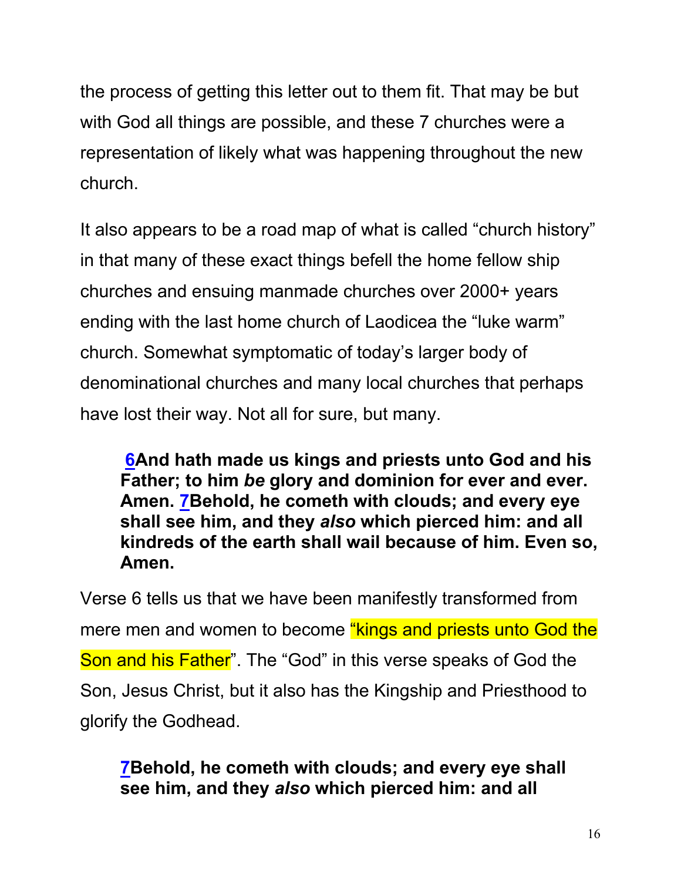the process of getting this letter out to them fit. That may be but with God all things are possible, and these 7 churches were a representation of likely what was happening throughout the new church.

It also appears to be a road map of what is called "church history" in that many of these exact things befell the home fellow ship churches and ensuing manmade churches over 2000+ years ending with the last home church of Laodicea the "luke warm" church. Somewhat symptomatic of today's larger body of denominational churches and many local churches that perhaps have lost their way. Not all for sure, but many.

> **6And hath made us kings and priests unto God and his Father; to him *be* glory and dominion for ever and ever. Amen. 7Behold, he cometh with clouds; and every eye shall see him, and they *also* which pierced him: and all kindreds of the earth shall wail because of him. Even so, Amen.**

Verse 6 tells us that we have been manifestly transformed from mere men and women to become "kings and priests unto God the Son and his Father". The "God" in this verse speaks of God the Son, Jesus Christ, but it also has the Kingship and Priesthood to glorify the Godhead.

> **7Behold, he cometh with clouds; and every eye shall see him, and they *also* which pierced him: and all**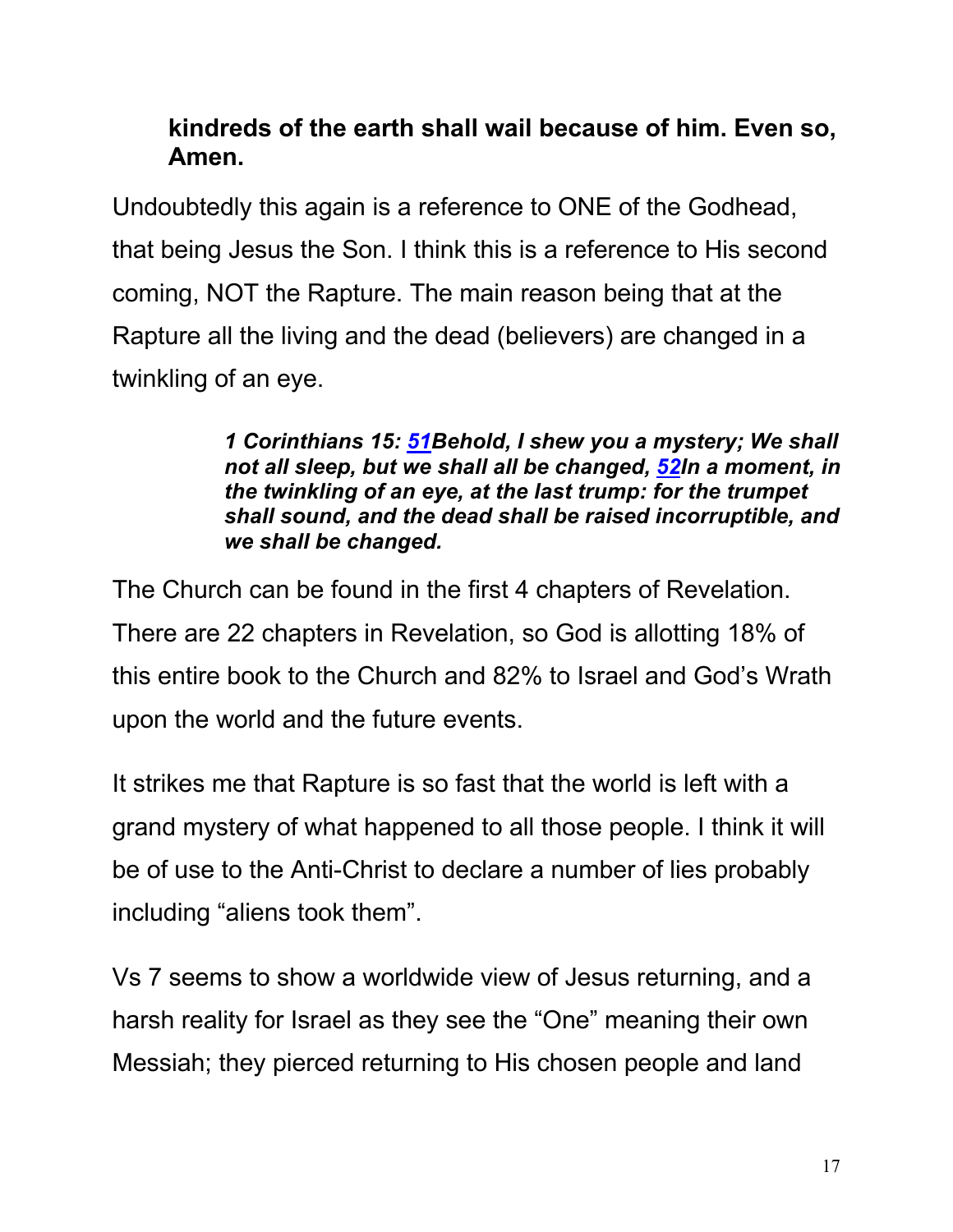**kindreds of the earth shall wail because of him. Even so, Amen.**

Undoubtedly this again is a reference to ONE of the Godhead, that being Jesus the Son. I think this is a reference to His second coming, NOT the Rapture. The main reason being that at the Rapture all the living and the dead (believers) are changed in a twinkling of an eye.

> ***1 Corinthians 15: 51Behold, I shew you a mystery; We shall not all sleep, but we shall all be changed, 52In a moment, in the twinkling of an eye, at the last trump: for the trumpet shall sound, and the dead shall be raised incorruptible, and we shall be changed.***

The Church can be found in the first 4 chapters of Revelation. There are 22 chapters in Revelation, so God is allotting 18% of this entire book to the Church and 82% to Israel and God's Wrath upon the world and the future events.

It strikes me that Rapture is so fast that the world is left with a grand mystery of what happened to all those people. I think it will be of use to the Anti-Christ to declare a number of lies probably including "aliens took them".

Vs 7 seems to show a worldwide view of Jesus returning, and a harsh reality for Israel as they see the "One" meaning their own Messiah; they pierced returning to His chosen people and land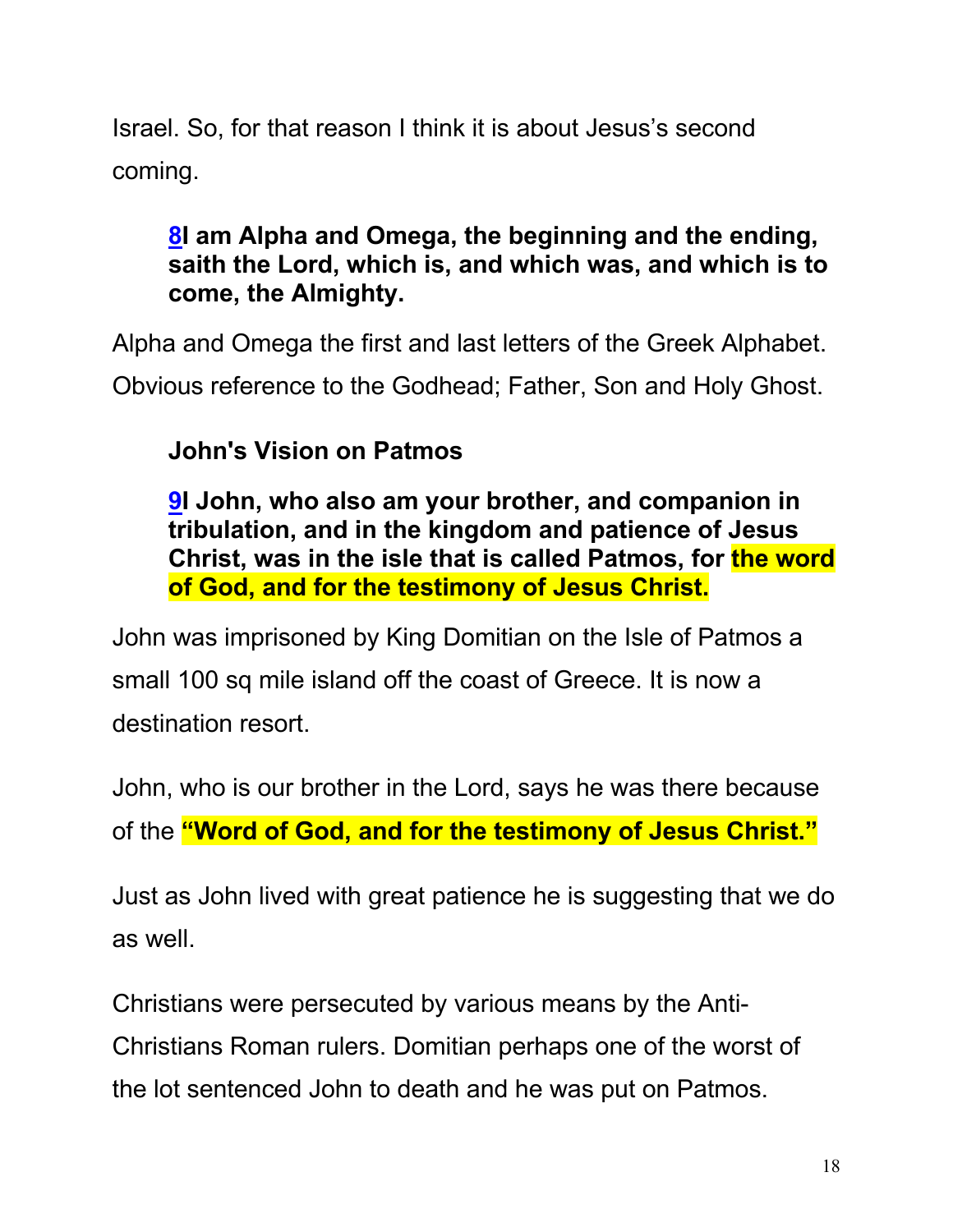Israel. So, for that reason I think it is about Jesus's second coming.

> **8I am Alpha and Omega, the beginning and the ending, saith the Lord, which is, and which was, and which is to come, the Almighty.**

Alpha and Omega the first and last letters of the Greek Alphabet. Obvious reference to the Godhead; Father, Son and Holy Ghost.

> **John's Vision on Patmos**
>
> **9I John, who also am your brother, and companion in tribulation, and in the kingdom and patience of Jesus Christ, was in the isle that is called Patmos, for the word of God, and for the testimony of Jesus Christ.**

John was imprisoned by King Domitian on the Isle of Patmos a small 100 sq mile island off the coast of Greece. It is now a destination resort.

John, who is our brother in the Lord, says he was there because of the **"Word of God, and for the testimony of Jesus Christ."**

Just as John lived with great patience he is suggesting that we do as well.

Christians were persecuted by various means by the Anti-Christians Roman rulers. Domitian perhaps one of the worst of the lot sentenced John to death and he was put on Patmos.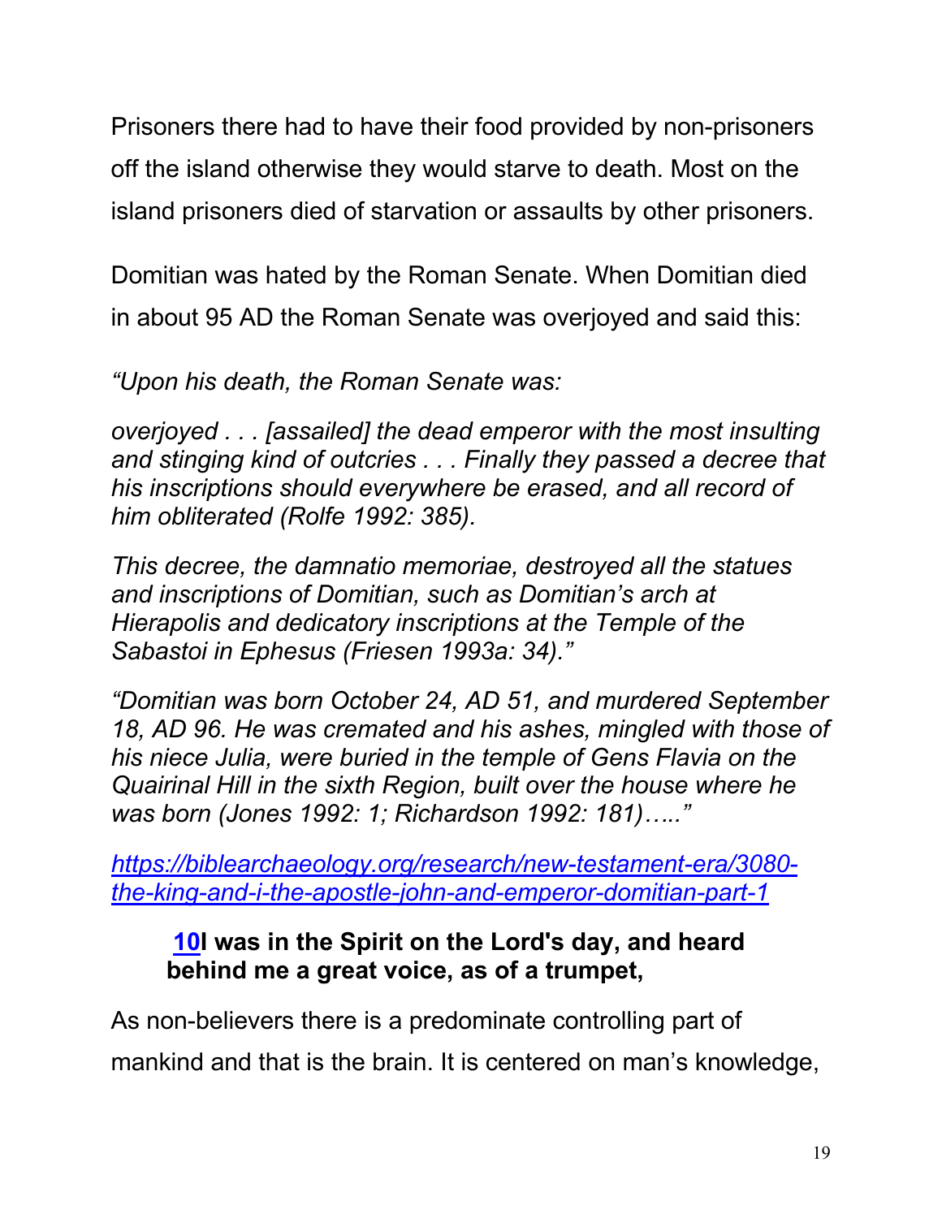Prisoners there had to have their food provided by non-prisoners off the island otherwise they would starve to death. Most on the island prisoners died of starvation or assaults by other prisoners.

Domitian was hated by the Roman Senate. When Domitian died in about 95 AD the Roman Senate was overjoyed and said this:

*"Upon his death, the Roman Senate was:*

*overjoyed . . . [assailed] the dead emperor with the most insulting and stinging kind of outcries . . . Finally they passed a decree that his inscriptions should everywhere be erased, and all record of him obliterated (Rolfe 1992: 385).*

*This decree, the damnatio memoriae, destroyed all the statues and inscriptions of Domitian, such as Domitian's arch at Hierapolis and dedicatory inscriptions at the Temple of the Sabastoi in Ephesus (Friesen 1993a: 34)."*

*"Domitian was born October 24, AD 51, and murdered September 18, AD 96. He was cremated and his ashes, mingled with those of his niece Julia, were buried in the temple of Gens Flavia on the Quairinal Hill in the sixth Region, built over the house where he was born (Jones 1992: 1; Richardson 1992: 181)….."*

*[https://biblearchaeology.org/research/new-testament-era/3080-the-king-and-i-the-apostle-john-and-emperor-domitian-part-1](https://biblearchaeology.org/research/new-testament-era/3080-the-king-and-i-the-apostle-john-and-emperor-domitian-part-1)*

> **10 I was in the Spirit on the Lord's day, and heard behind me a great voice, as of a trumpet,**

As non-believers there is a predominate controlling part of mankind and that is the brain. It is centered on man's knowledge,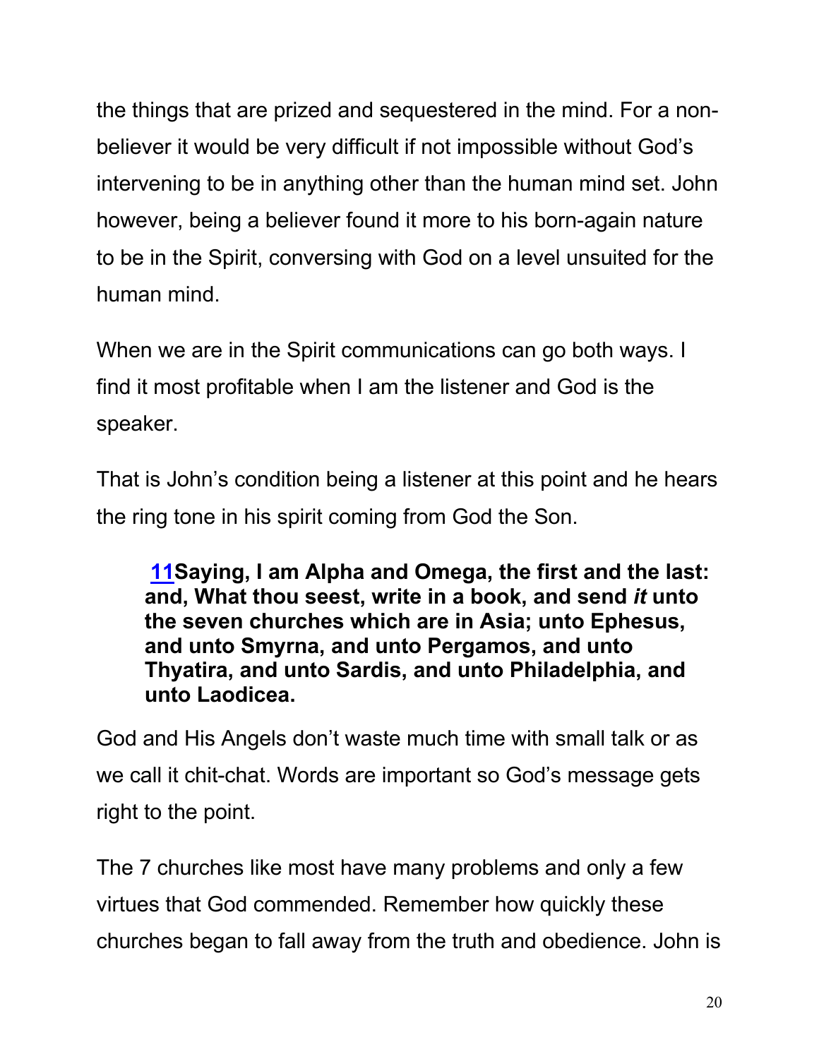the things that are prized and sequestered in the mind. For a non-believer it would be very difficult if not impossible without God's intervening to be in anything other than the human mind set. John however, being a believer found it more to his born-again nature to be in the Spirit, conversing with God on a level unsuited for the human mind.

When we are in the Spirit communications can go both ways. I find it most profitable when I am the listener and God is the speaker.

That is John's condition being a listener at this point and he hears the ring tone in his spirit coming from God the Son.

> **[11](#)Saying, I am Alpha and Omega, the first and the last: and, What thou seest, write in a book, and send *it* unto the seven churches which are in Asia; unto Ephesus, and unto Smyrna, and unto Pergamos, and unto Thyatira, and unto Sardis, and unto Philadelphia, and unto Laodicea.**

God and His Angels don't waste much time with small talk or as we call it chit-chat. Words are important so God's message gets right to the point.

The 7 churches like most have many problems and only a few virtues that God commended. Remember how quickly these churches began to fall away from the truth and obedience. John is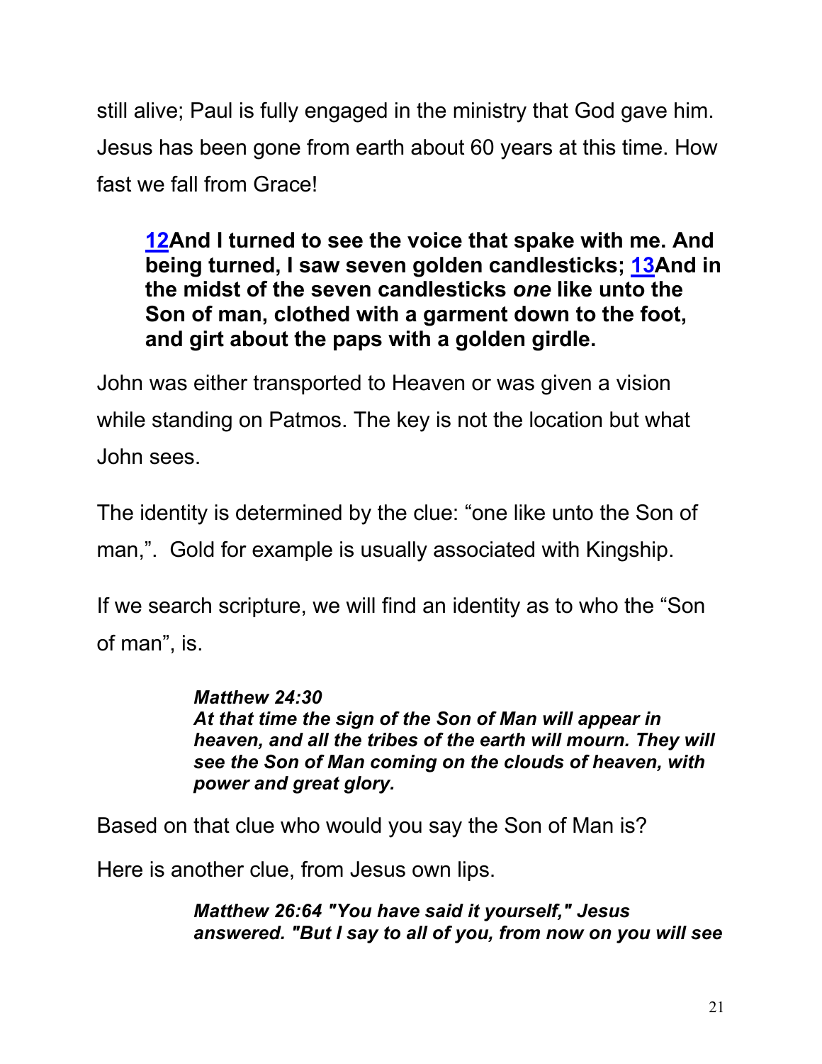still alive; Paul is fully engaged in the ministry that God gave him. Jesus has been gone from earth about 60 years at this time. How fast we fall from Grace!

> **12And I turned to see the voice that spake with me. And being turned, I saw seven golden candlesticks; 13And in the midst of the seven candlesticks *one* like unto the Son of man, clothed with a garment down to the foot, and girt about the paps with a golden girdle.**

John was either transported to Heaven or was given a vision while standing on Patmos. The key is not the location but what John sees.

The identity is determined by the clue: "one like unto the Son of man,". Gold for example is usually associated with Kingship.

If we search scripture, we will find an identity as to who the "Son of man", is.

> ***Matthew 24:30***
> ***At that time the sign of the Son of Man will appear in heaven, and all the tribes of the earth will mourn. They will see the Son of Man coming on the clouds of heaven, with power and great glory.***

Based on that clue who would you say the Son of Man is?

Here is another clue, from Jesus own lips.

> ***Matthew 26:64 "You have said it yourself," Jesus answered. "But I say to all of you, from now on you will see***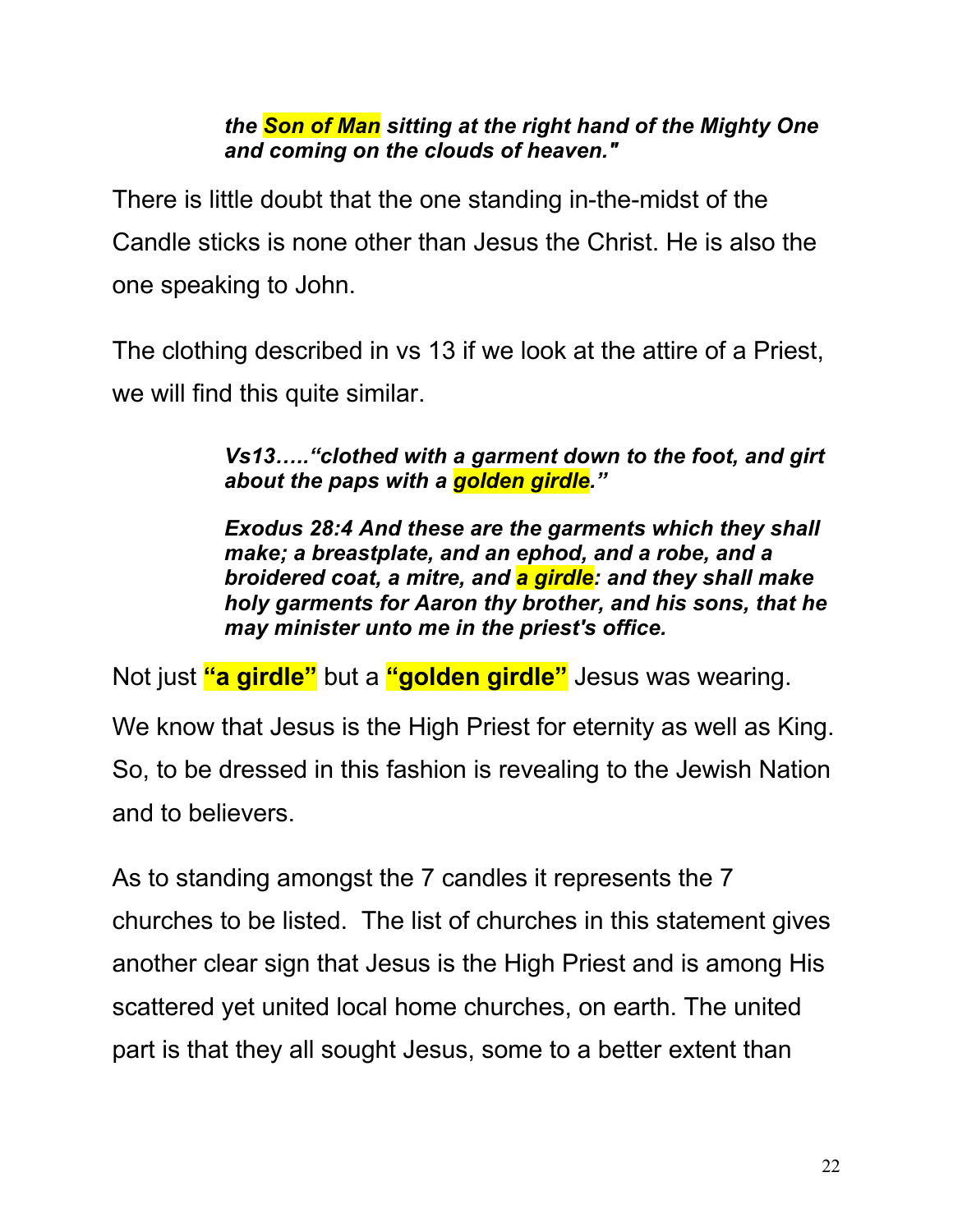> ***the Son of Man sitting at the right hand of the Mighty One and coming on the clouds of heaven."***

There is little doubt that the one standing in-the-midst of the Candle sticks is none other than Jesus the Christ. He is also the one speaking to John.

The clothing described in vs 13 if we look at the attire of a Priest, we will find this quite similar.

> ***Vs13….."clothed with a garment down to the foot, and girt about the paps with a golden girdle."***
>
> ***Exodus 28:4 And these are the garments which they shall make; a breastplate, and an ephod, and a robe, and a broidered coat, a mitre, and a girdle: and they shall make holy garments for Aaron thy brother, and his sons, that he may minister unto me in the priest's office.***

Not just **"a girdle"** but a **"golden girdle"** Jesus was wearing.

We know that Jesus is the High Priest for eternity as well as King. So, to be dressed in this fashion is revealing to the Jewish Nation and to believers.

As to standing amongst the 7 candles it represents the 7 churches to be listed. The list of churches in this statement gives another clear sign that Jesus is the High Priest and is among His scattered yet united local home churches, on earth. The united part is that they all sought Jesus, some to a better extent than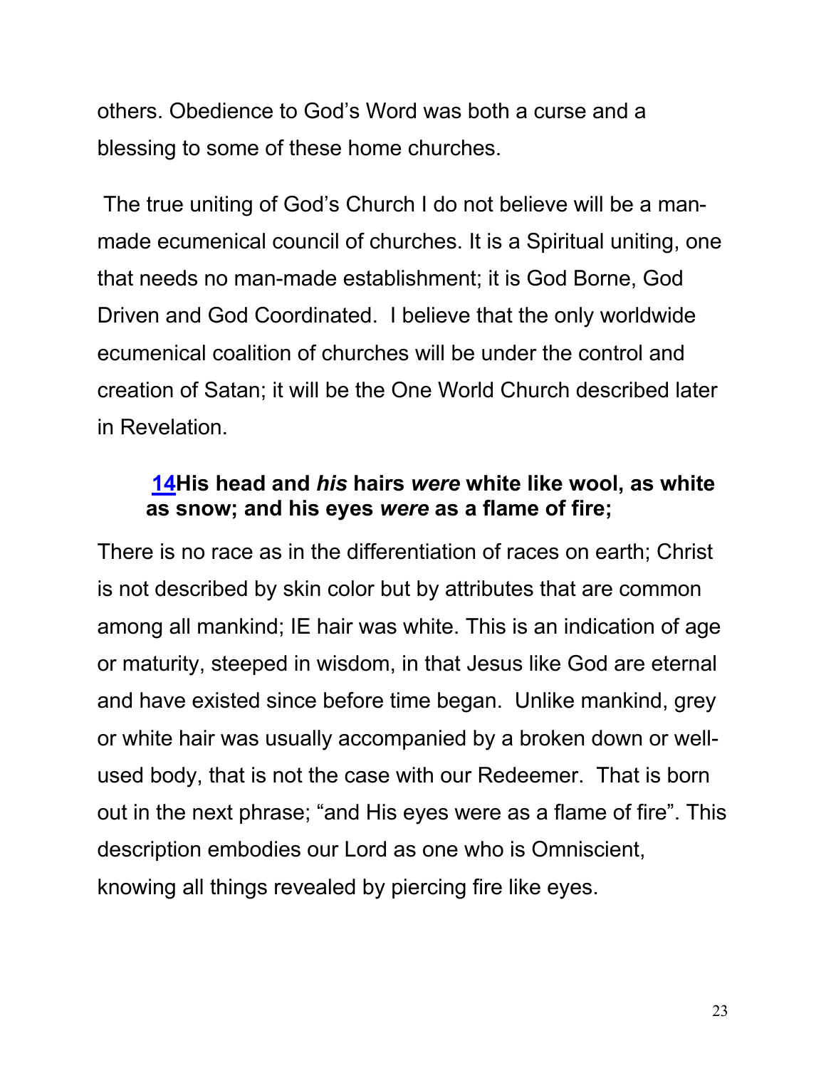others. Obedience to God's Word was both a curse and a blessing to some of these home churches.

The true uniting of God's Church I do not believe will be a man-made ecumenical council of churches. It is a Spiritual uniting, one that needs no man-made establishment; it is God Borne, God Driven and God Coordinated. I believe that the only worldwide ecumenical coalition of churches will be under the control and creation of Satan; it will be the One World Church described later in Revelation.

> **14His head and *his* hairs *were* white like wool, as white as snow; and his eyes *were* as a flame of fire;**

There is no race as in the differentiation of races on earth; Christ is not described by skin color but by attributes that are common among all mankind; IE hair was white. This is an indication of age or maturity, steeped in wisdom, in that Jesus like God are eternal and have existed since before time began. Unlike mankind, grey or white hair was usually accompanied by a broken down or well-used body, that is not the case with our Redeemer. That is born out in the next phrase; "and His eyes were as a flame of fire". This description embodies our Lord as one who is Omniscient, knowing all things revealed by piercing fire like eyes.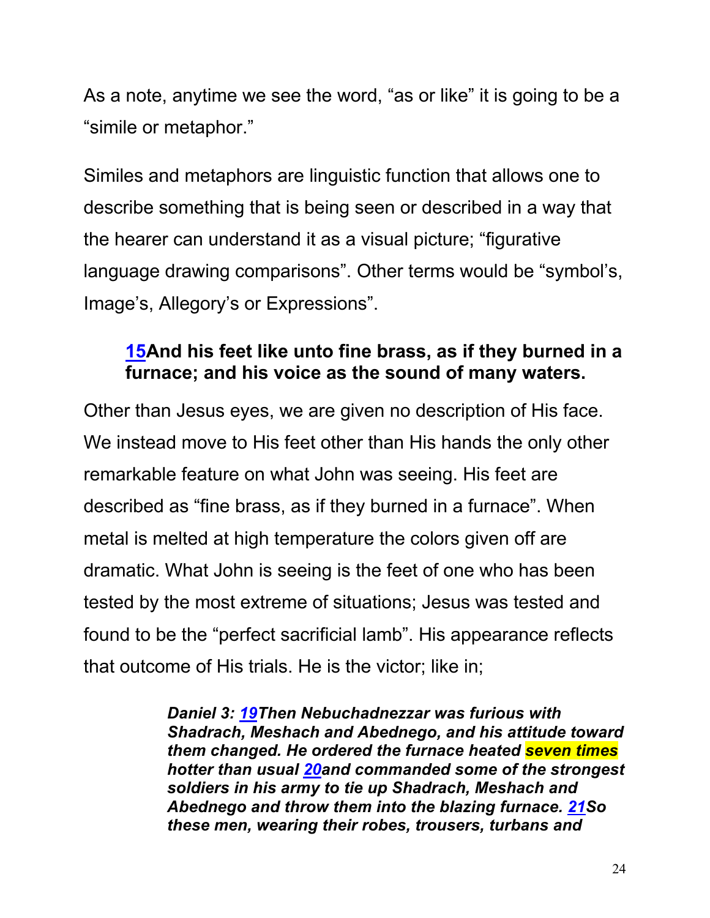As a note, anytime we see the word, "as or like" it is going to be a "simile or metaphor."

Similes and metaphors are linguistic function that allows one to describe something that is being seen or described in a way that the hearer can understand it as a visual picture; "figurative language drawing comparisons". Other terms would be "symbol's, Image's, Allegory's or Expressions".

> **15And his feet like unto fine brass, as if they burned in a furnace; and his voice as the sound of many waters.**

Other than Jesus eyes, we are given no description of His face. We instead move to His feet other than His hands the only other remarkable feature on what John was seeing. His feet are described as "fine brass, as if they burned in a furnace". When metal is melted at high temperature the colors given off are dramatic. What John is seeing is the feet of one who has been tested by the most extreme of situations; Jesus was tested and found to be the "perfect sacrificial lamb". His appearance reflects that outcome of His trials. He is the victor; like in;

> ***Daniel 3: 19Then Nebuchadnezzar was furious with Shadrach, Meshach and Abednego, and his attitude toward them changed. He ordered the furnace heated seven times hotter than usual 20and commanded some of the strongest soldiers in his army to tie up Shadrach, Meshach and Abednego and throw them into the blazing furnace. 21So these men, wearing their robes, trousers, turbans and***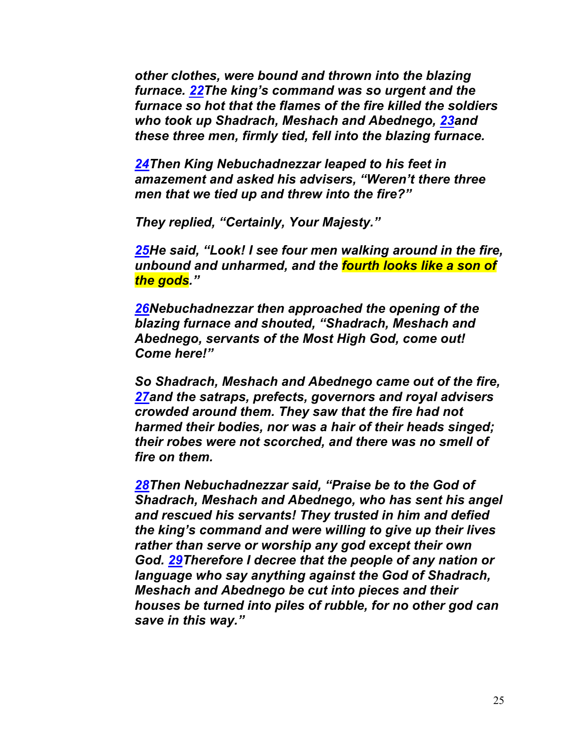***other clothes, were bound and thrown into the blazing furnace. [22](#)The king's command was so urgent and the furnace so hot that the flames of the fire killed the soldiers who took up Shadrach, Meshach and Abednego, [23](#)and these three men, firmly tied, fell into the blazing furnace.***

***[24](#)Then King Nebuchadnezzar leaped to his feet in amazement and asked his advisers, "Weren't there three men that we tied up and threw into the fire?"***

***They replied, "Certainly, Your Majesty."***

***[25](#)He said, "Look! I see four men walking around in the fire, unbound and unharmed, and the fourth looks like a son of the gods."***

***[26](#)Nebuchadnezzar then approached the opening of the blazing furnace and shouted, "Shadrach, Meshach and Abednego, servants of the Most High God, come out! Come here!"***

***So Shadrach, Meshach and Abednego came out of the fire, [27](#)and the satraps, prefects, governors and royal advisers crowded around them. They saw that the fire had not harmed their bodies, nor was a hair of their heads singed; their robes were not scorched, and there was no smell of fire on them.***

***[28](#)Then Nebuchadnezzar said, "Praise be to the God of Shadrach, Meshach and Abednego, who has sent his angel and rescued his servants! They trusted in him and defied the king's command and were willing to give up their lives rather than serve or worship any god except their own God. [29](#)Therefore I decree that the people of any nation or language who say anything against the God of Shadrach, Meshach and Abednego be cut into pieces and their houses be turned into piles of rubble, for no other god can save in this way."***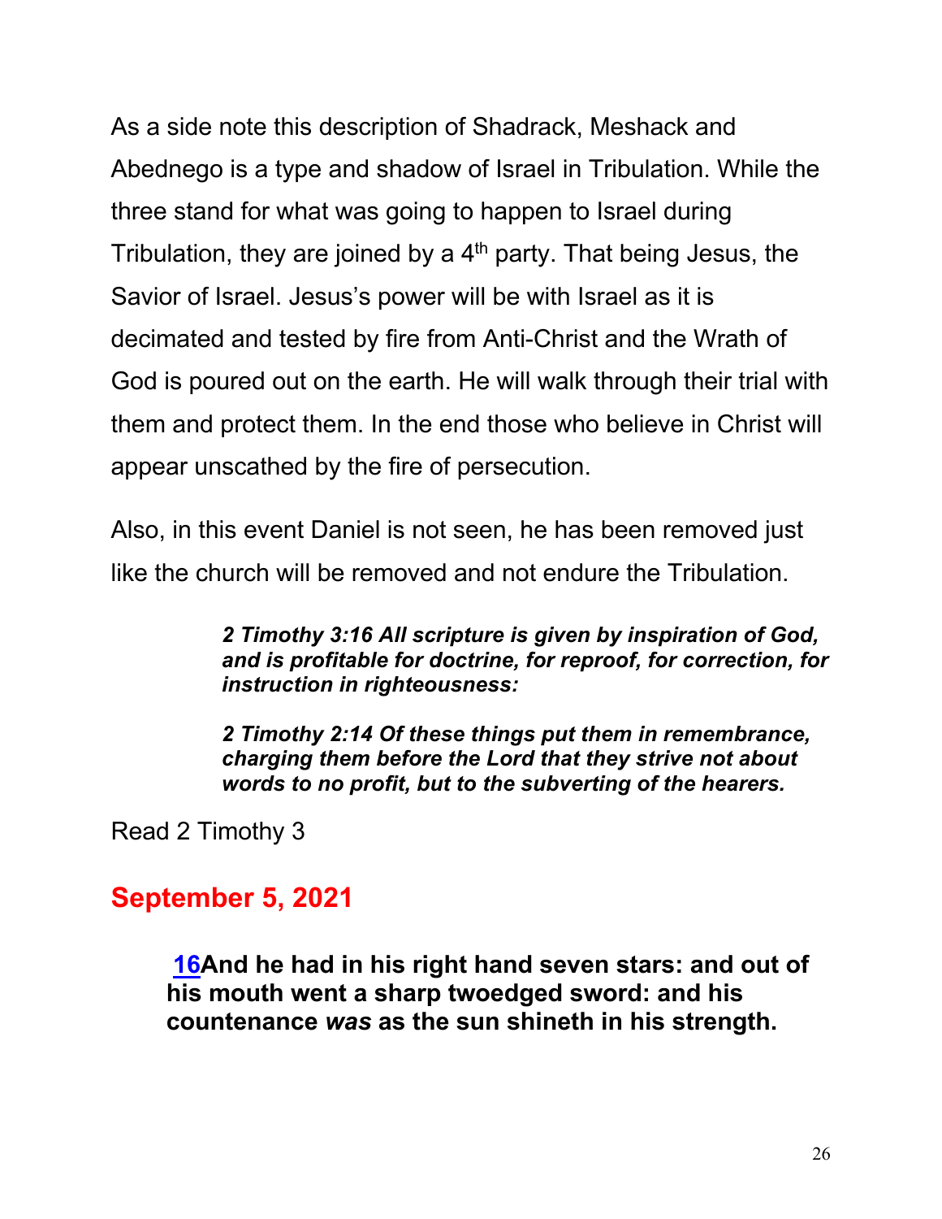As a side note this description of Shadrack, Meshack and Abednego is a type and shadow of Israel in Tribulation. While the three stand for what was going to happen to Israel during Tribulation, they are joined by a 4th party. That being Jesus, the Savior of Israel. Jesus's power will be with Israel as it is decimated and tested by fire from Anti-Christ and the Wrath of God is poured out on the earth. He will walk through their trial with them and protect them. In the end those who believe in Christ will appear unscathed by the fire of persecution.

Also, in this event Daniel is not seen, he has been removed just like the church will be removed and not endure the Tribulation.

> ***2 Timothy 3:16 All scripture is given by inspiration of God, and is profitable for doctrine, for reproof, for correction, for instruction in righteousness:***
>
> ***2 Timothy 2:14 Of these things put them in remembrance, charging them before the Lord that they strive not about words to no profit, but to the subverting of the hearers.***

Read 2 Timothy 3

## September 5, 2021

> **16And he had in his right hand seven stars: and out of his mouth went a sharp twoedged sword: and his countenance *was* as the sun shineth in his strength.**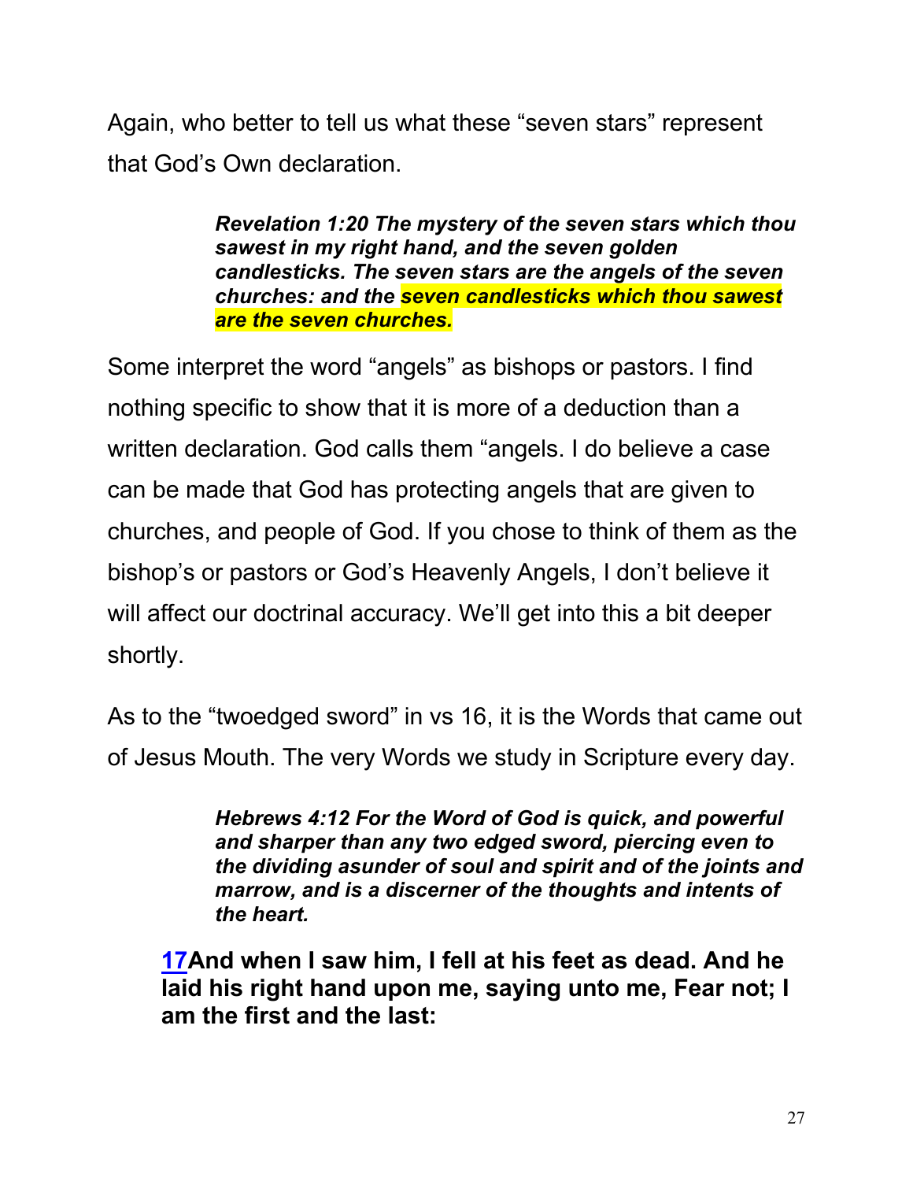Again, who better to tell us what these “seven stars” represent that God’s Own declaration.

> ***Revelation 1:20 The mystery of the seven stars which thou sawest in my right hand, and the seven golden candlesticks. The seven stars are the angels of the seven churches: and the seven candlesticks which thou sawest are the seven churches.***

Some interpret the word “angels” as bishops or pastors. I find nothing specific to show that it is more of a deduction than a written declaration. God calls them “angels. I do believe a case can be made that God has protecting angels that are given to churches, and people of God. If you chose to think of them as the bishop’s or pastors or God’s Heavenly Angels, I don’t believe it will affect our doctrinal accuracy. We’ll get into this a bit deeper shortly.

As to the “twoedged sword” in vs 16, it is the Words that came out of Jesus Mouth. The very Words we study in Scripture every day.

> ***Hebrews 4:12 For the Word of God is quick, and powerful and sharper than any two edged sword, piercing even to the dividing asunder of soul and spirit and of the joints and marrow, and is a discerner of the thoughts and intents of the heart.***

**17And when I saw him, I fell at his feet as dead. And he laid his right hand upon me, saying unto me, Fear not; I am the first and the last:**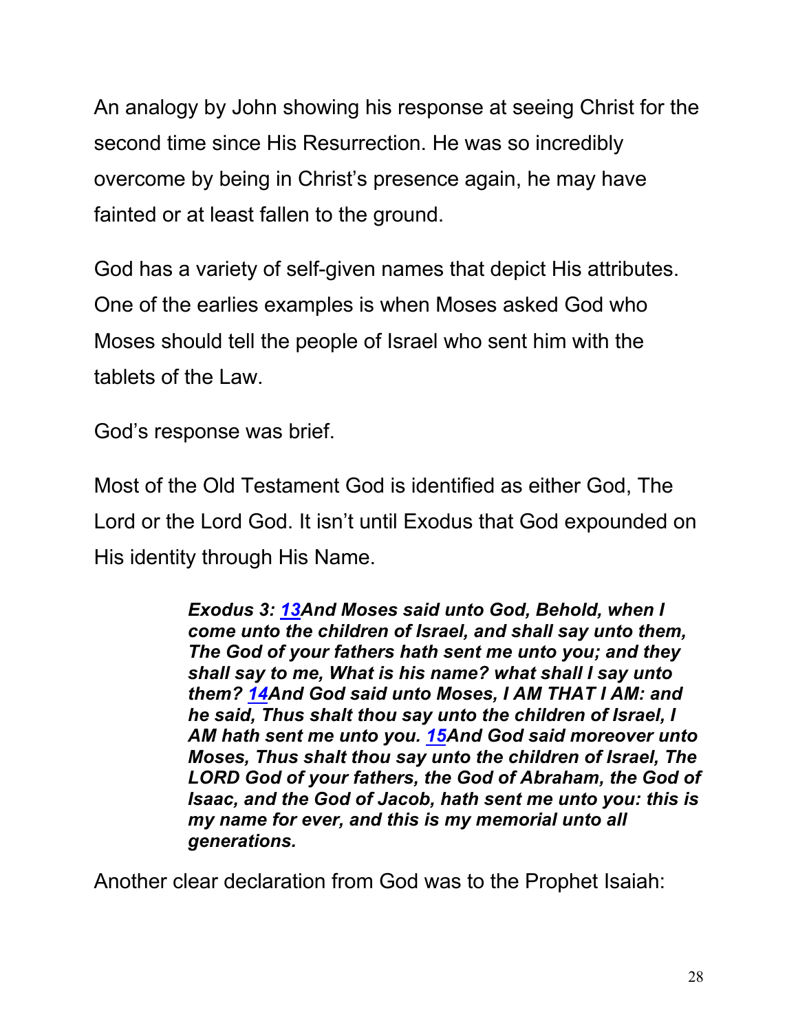An analogy by John showing his response at seeing Christ for the second time since His Resurrection. He was so incredibly overcome by being in Christ's presence again, he may have fainted or at least fallen to the ground.

God has a variety of self-given names that depict His attributes. One of the earlies examples is when Moses asked God who Moses should tell the people of Israel who sent him with the tablets of the Law.

God's response was brief.

Most of the Old Testament God is identified as either God, The Lord or the Lord God. It isn't until Exodus that God expounded on His identity through His Name.

> ***Exodus 3: 13And Moses said unto God, Behold, when I come unto the children of Israel, and shall say unto them, The God of your fathers hath sent me unto you; and they shall say to me, What is his name? what shall I say unto them? 14And God said unto Moses, I AM THAT I AM: and he said, Thus shalt thou say unto the children of Israel, I AM hath sent me unto you. 15And God said moreover unto Moses, Thus shalt thou say unto the children of Israel, The LORD God of your fathers, the God of Abraham, the God of Isaac, and the God of Jacob, hath sent me unto you: this is my name for ever, and this is my memorial unto all generations.***

Another clear declaration from God was to the Prophet Isaiah: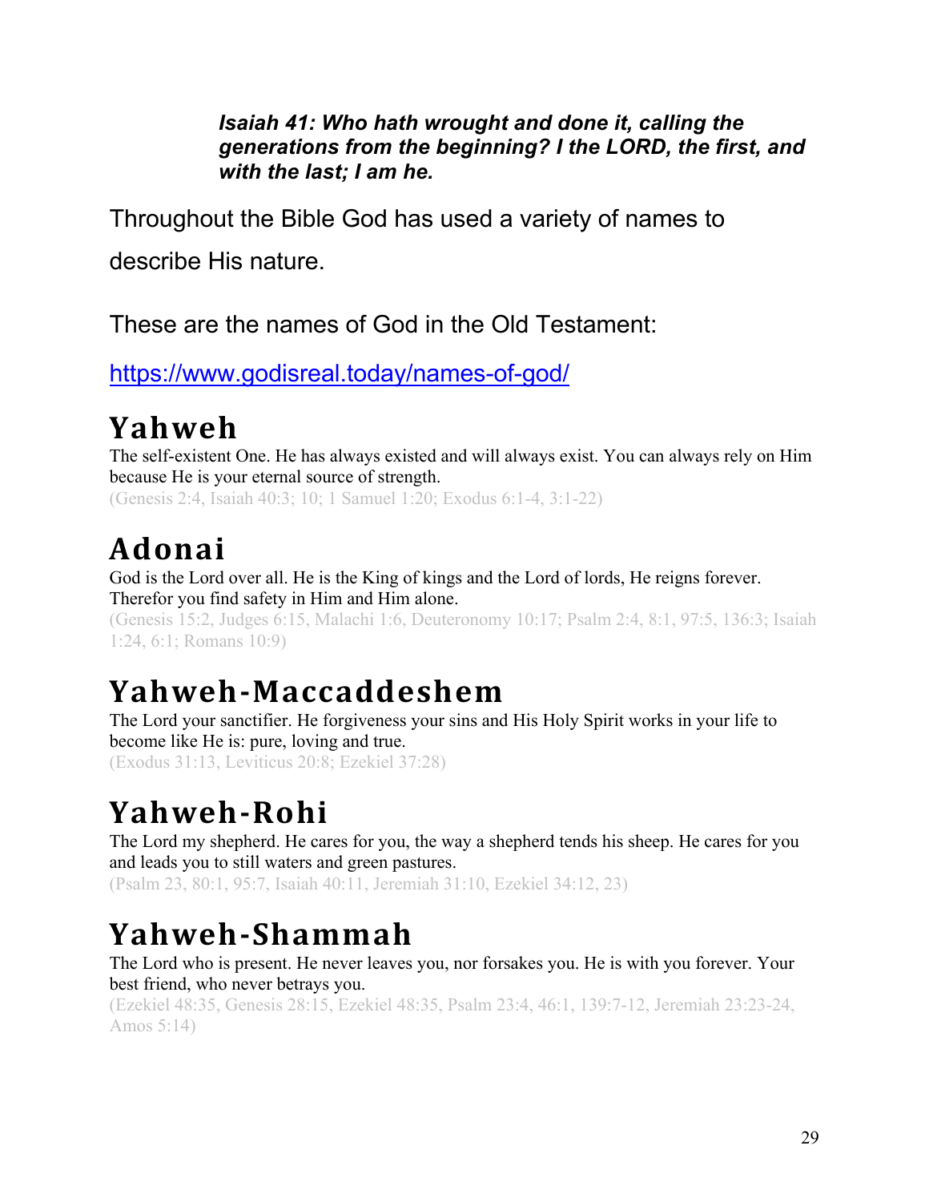***Isaiah 41: Who hath wrought and done it, calling the generations from the beginning? I the LORD, the first, and with the last; I am he.***

Throughout the Bible God has used a variety of names to describe His nature.

These are the names of God in the Old Testament:

[https://www.godisreal.today/names-of-god/](https://www.godisreal.today/names-of-god/)

# Yahweh

The self-existent One. He has always existed and will always exist. You can always rely on Him because He is your eternal source of strength.

(Genesis 2:4, Isaiah 40:3; 10; 1 Samuel 1:20; Exodus 6:1-4, 3:1-22)

# Adonai

God is the Lord over all. He is the King of kings and the Lord of lords, He reigns forever. Therefor you find safety in Him and Him alone.

(Genesis 15:2, Judges 6:15, Malachi 1:6, Deuteronomy 10:17; Psalm 2:4, 8:1, 97:5, 136:3; Isaiah 1:24, 6:1; Romans 10:9)

# Yahweh-Maccaddeshem

The Lord your sanctifier. He forgiveness your sins and His Holy Spirit works in your life to become like He is: pure, loving and true.

(Exodus 31:13, Leviticus 20:8; Ezekiel 37:28)

# Yahweh-Rohi

The Lord my shepherd. He cares for you, the way a shepherd tends his sheep. He cares for you and leads you to still waters and green pastures.

(Psalm 23, 80:1, 95:7, Isaiah 40:11, Jeremiah 31:10, Ezekiel 34:12, 23)

# Yahweh-Shammah

The Lord who is present. He never leaves you, nor forsakes you. He is with you forever. Your best friend, who never betrays you.

(Ezekiel 48:35, Genesis 28:15, Ezekiel 48:35, Psalm 23:4, 46:1, 139:7-12, Jeremiah 23:23-24, Amos 5:14)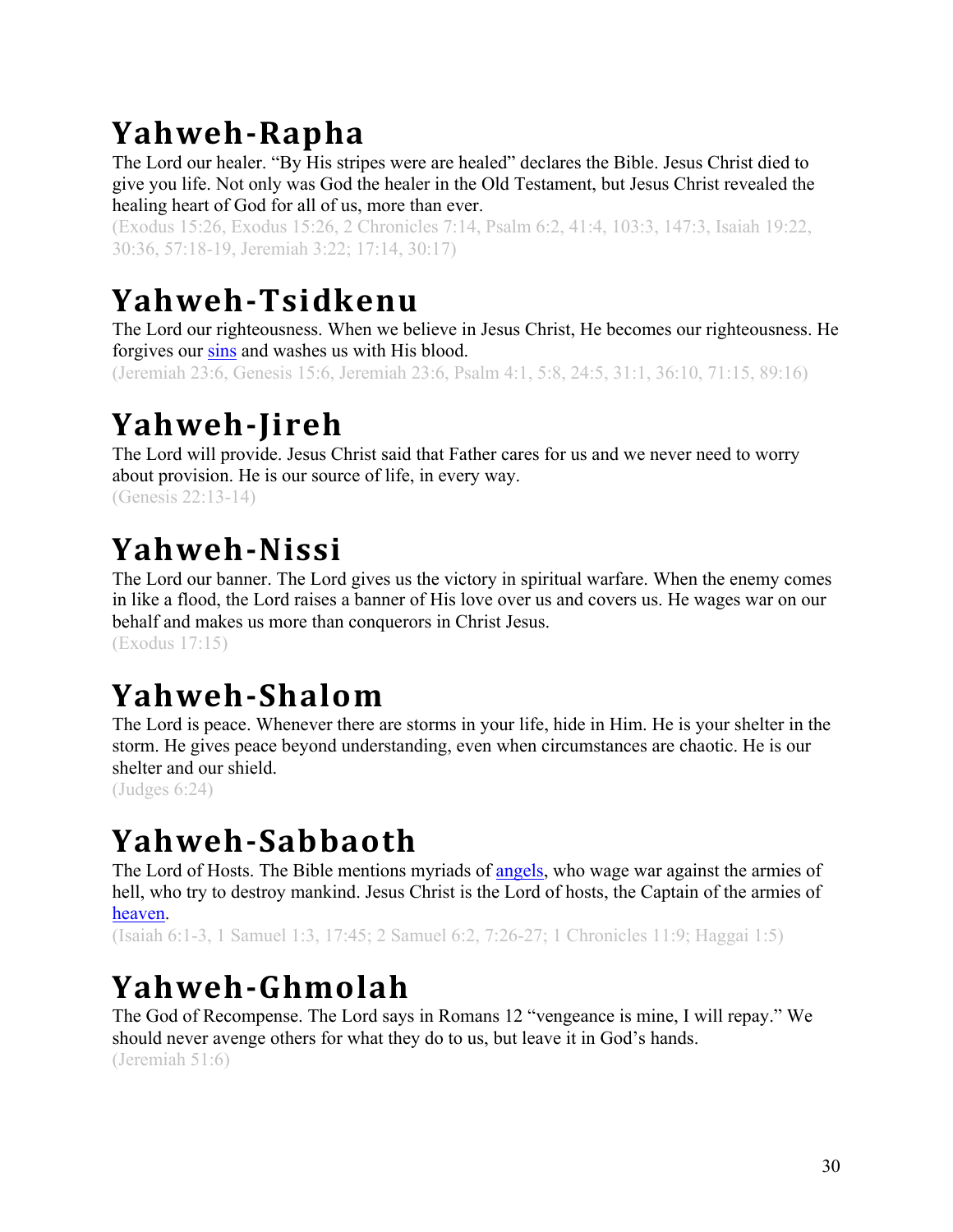# Yahweh-Rapha

The Lord our healer. "By His stripes were are healed" declares the Bible. Jesus Christ died to give you life. Not only was God the healer in the Old Testament, but Jesus Christ revealed the healing heart of God for all of us, more than ever.

(Exodus 15:26, Exodus 15:26, 2 Chronicles 7:14, Psalm 6:2, 41:4, 103:3, 147:3, Isaiah 19:22, 30:36, 57:18-19, Jeremiah 3:22; 17:14, 30:17)

# Yahweh-Tsidkenu

The Lord our righteousness. When we believe in Jesus Christ, He becomes our righteousness. He forgives our sins and washes us with His blood.

(Jeremiah 23:6, Genesis 15:6, Jeremiah 23:6, Psalm 4:1, 5:8, 24:5, 31:1, 36:10, 71:15, 89:16)

# Yahweh-Jireh

The Lord will provide. Jesus Christ said that Father cares for us and we never need to worry about provision. He is our source of life, in every way.

(Genesis 22:13-14)

# Yahweh-Nissi

The Lord our banner. The Lord gives us the victory in spiritual warfare. When the enemy comes in like a flood, the Lord raises a banner of His love over us and covers us. He wages war on our behalf and makes us more than conquerors in Christ Jesus.

(Exodus 17:15)

# Yahweh-Shalom

The Lord is peace. Whenever there are storms in your life, hide in Him. He is your shelter in the storm. He gives peace beyond understanding, even when circumstances are chaotic. He is our shelter and our shield.

(Judges 6:24)

# Yahweh-Sabbaoth

The Lord of Hosts. The Bible mentions myriads of angels, who wage war against the armies of hell, who try to destroy mankind. Jesus Christ is the Lord of hosts, the Captain of the armies of heaven.

(Isaiah 6:1-3, 1 Samuel 1:3, 17:45; 2 Samuel 6:2, 7:26-27; 1 Chronicles 11:9; Haggai 1:5)

# Yahweh-Ghmolah

The God of Recompense. The Lord says in Romans 12 "vengeance is mine, I will repay." We should never avenge others for what they do to us, but leave it in God's hands.

(Jeremiah 51:6)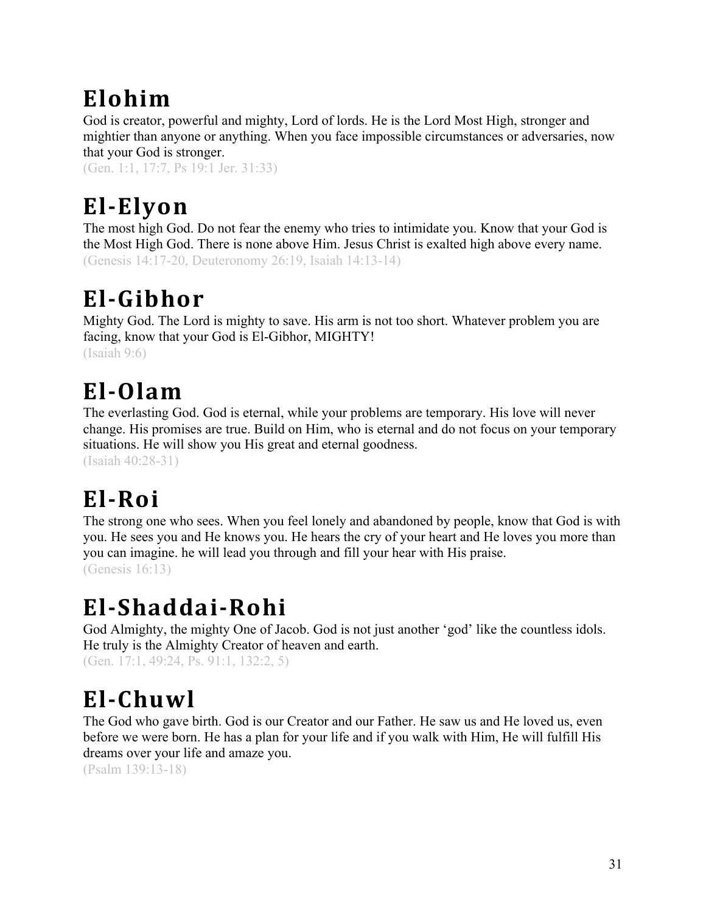# Elohim

God is creator, powerful and mighty, Lord of lords. He is the Lord Most High, stronger and mightier than anyone or anything. When you face impossible circumstances or adversaries, now that your God is stronger.

(Gen. 1:1, 17:7, Ps 19:1 Jer. 31:33)

# El-Elyon

The most high God. Do not fear the enemy who tries to intimidate you. Know that your God is the Most High God. There is none above Him. Jesus Christ is exalted high above every name.

(Genesis 14:17-20, Deuteronomy 26:19, Isaiah 14:13-14)

# El-Gibhor

Mighty God. The Lord is mighty to save. His arm is not too short. Whatever problem you are facing, know that your God is El-Gibhor, MIGHTY!

(Isaiah 9:6)

# El-Olam

The everlasting God. God is eternal, while your problems are temporary. His love will never change. His promises are true. Build on Him, who is eternal and do not focus on your temporary situations. He will show you His great and eternal goodness.

(Isaiah 40:28-31)

# El-Roi

The strong one who sees. When you feel lonely and abandoned by people, know that God is with you. He sees you and He knows you. He hears the cry of your heart and He loves you more than you can imagine. he will lead you through and fill your hear with His praise.

(Genesis 16:13)

# El-Shaddai-Rohi

God Almighty, the mighty One of Jacob. God is not just another 'god' like the countless idols. He truly is the Almighty Creator of heaven and earth.

(Gen. 17:1, 49:24, Ps. 91:1, 132:2, 5)

# El-Chuwl

The God who gave birth. God is our Creator and our Father. He saw us and He loved us, even before we were born. He has a plan for your life and if you walk with Him, He will fulfill His dreams over your life and amaze you.

(Psalm 139:13-18)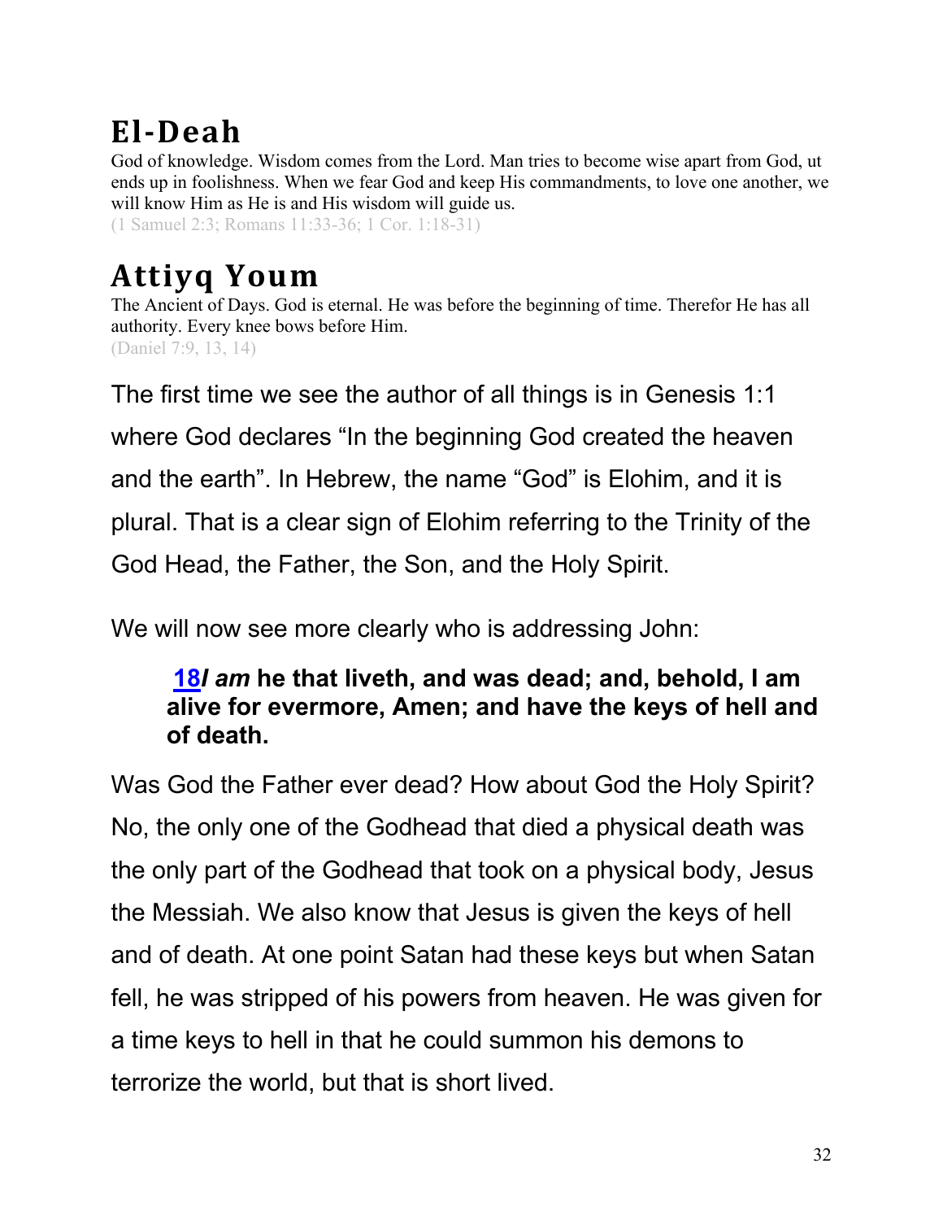## El-Deah

God of knowledge. Wisdom comes from the Lord. Man tries to become wise apart from God, ut ends up in foolishness. When we fear God and keep His commandments, to love one another, we will know Him as He is and His wisdom will guide us.
(1 Samuel 2:3; Romans 11:33-36; 1 Cor. 1:18-31)

## Attiyq Youm

The Ancient of Days. God is eternal. He was before the beginning of time. Therefor He has all authority. Every knee bows before Him.
(Daniel 7:9, 13, 14)

The first time we see the author of all things is in Genesis 1:1 where God declares "In the beginning God created the heaven and the earth". In Hebrew, the name "God" is Elohim, and it is plural. That is a clear sign of Elohim referring to the Trinity of the God Head, the Father, the Son, and the Holy Spirit.

We will now see more clearly who is addressing John:

> **18*I am* he that liveth, and was dead; and, behold, I am alive for evermore, Amen; and have the keys of hell and of death.**

Was God the Father ever dead? How about God the Holy Spirit? No, the only one of the Godhead that died a physical death was the only part of the Godhead that took on a physical body, Jesus the Messiah. We also know that Jesus is given the keys of hell and of death. At one point Satan had these keys but when Satan fell, he was stripped of his powers from heaven. He was given for a time keys to hell in that he could summon his demons to terrorize the world, but that is short lived.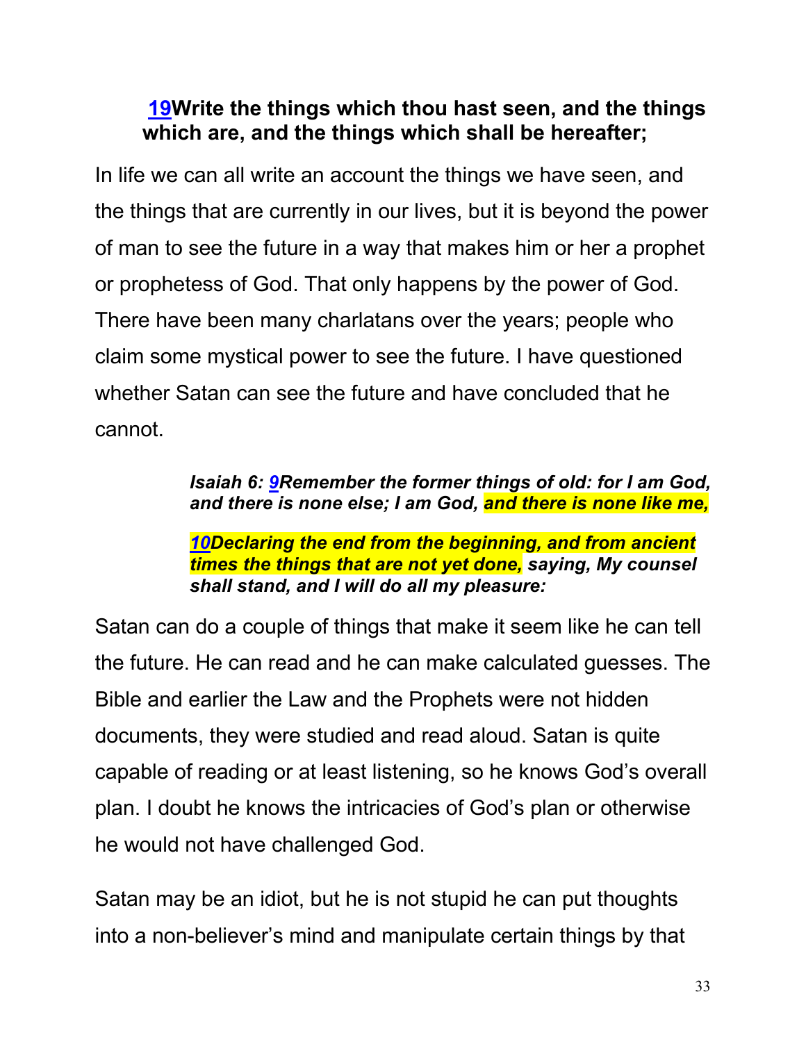**19Write the things which thou hast seen, and the things which are, and the things which shall be hereafter;**

In life we can all write an account the things we have seen, and the things that are currently in our lives, but it is beyond the power of man to see the future in a way that makes him or her a prophet or prophetess of God. That only happens by the power of God. There have been many charlatans over the years; people who claim some mystical power to see the future. I have questioned whether Satan can see the future and have concluded that he cannot.

> ***Isaiah 6: 9Remember the former things of old: for I am God, and there is none else; I am God, and there is none like me,***
>
> ***10Declaring the end from the beginning, and from ancient times the things that are not yet done, saying, My counsel shall stand, and I will do all my pleasure:***

Satan can do a couple of things that make it seem like he can tell the future. He can read and he can make calculated guesses. The Bible and earlier the Law and the Prophets were not hidden documents, they were studied and read aloud. Satan is quite capable of reading or at least listening, so he knows God's overall plan. I doubt he knows the intricacies of God's plan or otherwise he would not have challenged God.

Satan may be an idiot, but he is not stupid he can put thoughts into a non-believer's mind and manipulate certain things by that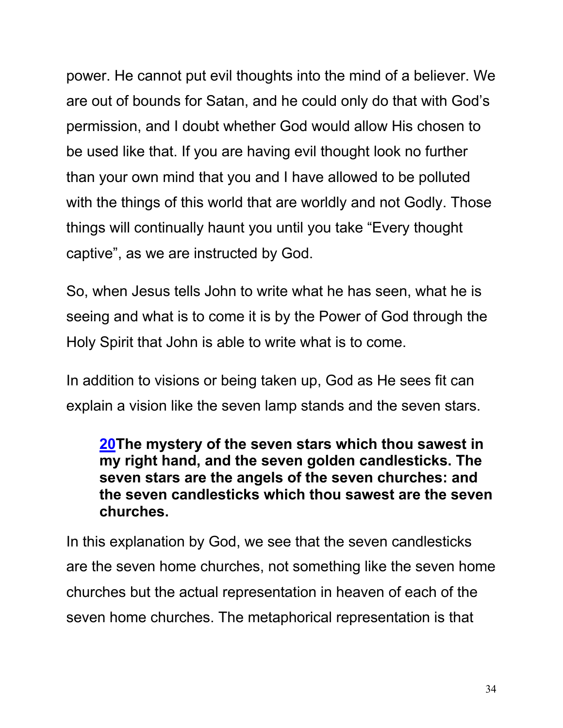power. He cannot put evil thoughts into the mind of a believer. We are out of bounds for Satan, and he could only do that with God's permission, and I doubt whether God would allow His chosen to be used like that. If you are having evil thought look no further than your own mind that you and I have allowed to be polluted with the things of this world that are worldly and not Godly. Those things will continually haunt you until you take "Every thought captive", as we are instructed by God.

So, when Jesus tells John to write what he has seen, what he is seeing and what is to come it is by the Power of God through the Holy Spirit that John is able to write what is to come.

In addition to visions or being taken up, God as He sees fit can explain a vision like the seven lamp stands and the seven stars.

> **20The mystery of the seven stars which thou sawest in my right hand, and the seven golden candlesticks. The seven stars are the angels of the seven churches: and the seven candlesticks which thou sawest are the seven churches.**

In this explanation by God, we see that the seven candlesticks are the seven home churches, not something like the seven home churches but the actual representation in heaven of each of the seven home churches. The metaphorical representation is that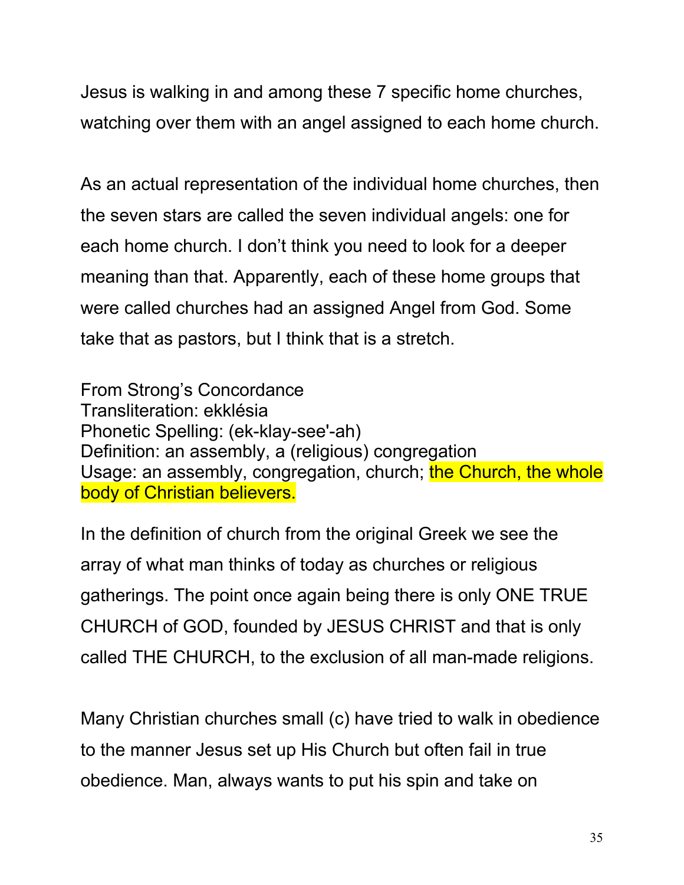Jesus is walking in and among these 7 specific home churches, watching over them with an angel assigned to each home church.

As an actual representation of the individual home churches, then the seven stars are called the seven individual angels: one for each home church. I don't think you need to look for a deeper meaning than that. Apparently, each of these home groups that were called churches had an assigned Angel from God. Some take that as pastors, but I think that is a stretch.

From Strong's Concordance
Transliteration: ekklésia
Phonetic Spelling: (ek-klay-see'-ah)
Definition: an assembly, a (religious) congregation
Usage: an assembly, congregation, church; the Church, the whole body of Christian believers.

In the definition of church from the original Greek we see the array of what man thinks of today as churches or religious gatherings. The point once again being there is only ONE TRUE CHURCH of GOD, founded by JESUS CHRIST and that is only called THE CHURCH, to the exclusion of all man-made religions.

Many Christian churches small (c) have tried to walk in obedience to the manner Jesus set up His Church but often fail in true obedience. Man, always wants to put his spin and take on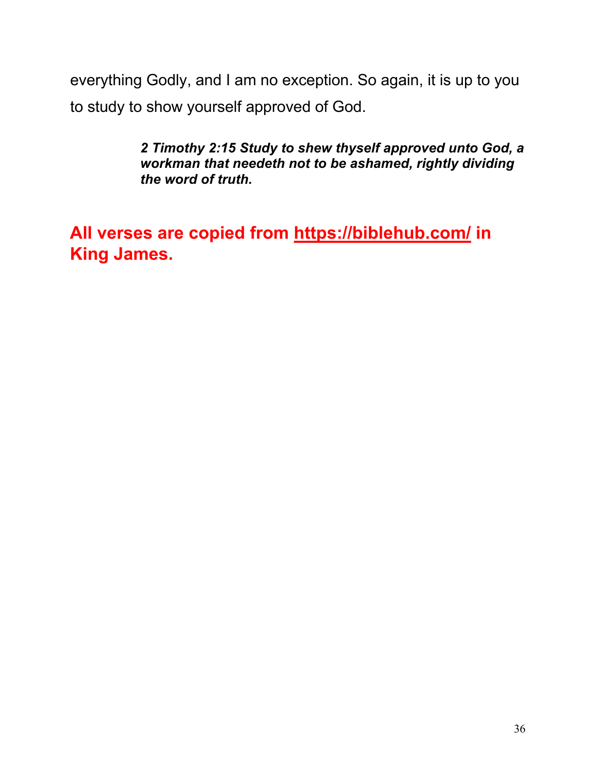everything Godly, and I am no exception. So again, it is up to you to study to show yourself approved of God.

> ***2 Timothy 2:15 Study to shew thyself approved unto God, a workman that needeth not to be ashamed, rightly dividing the word of truth.***

**All verses are copied from https://biblehub.com/ in King James.**